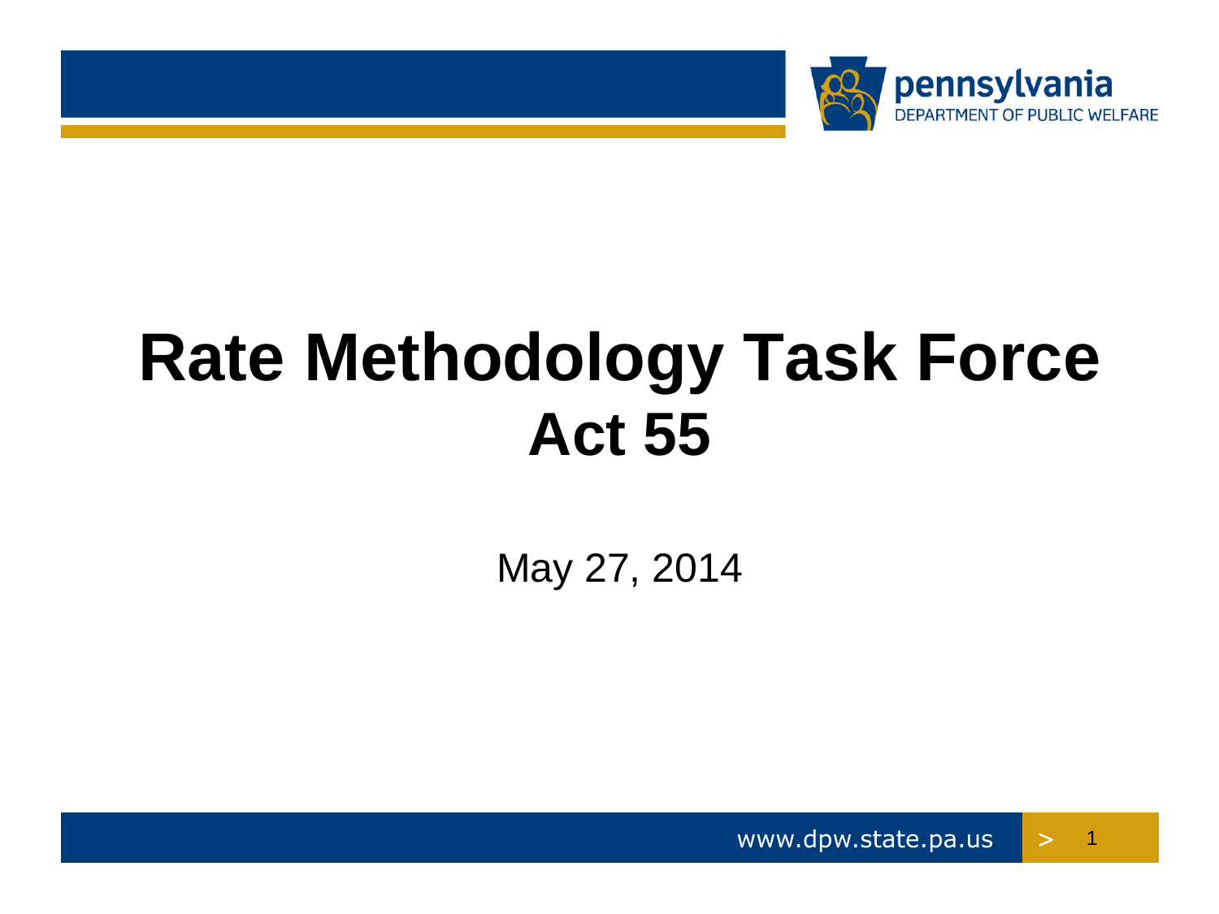# Rate Methodology Task Force

## Act 55

May 27, 2014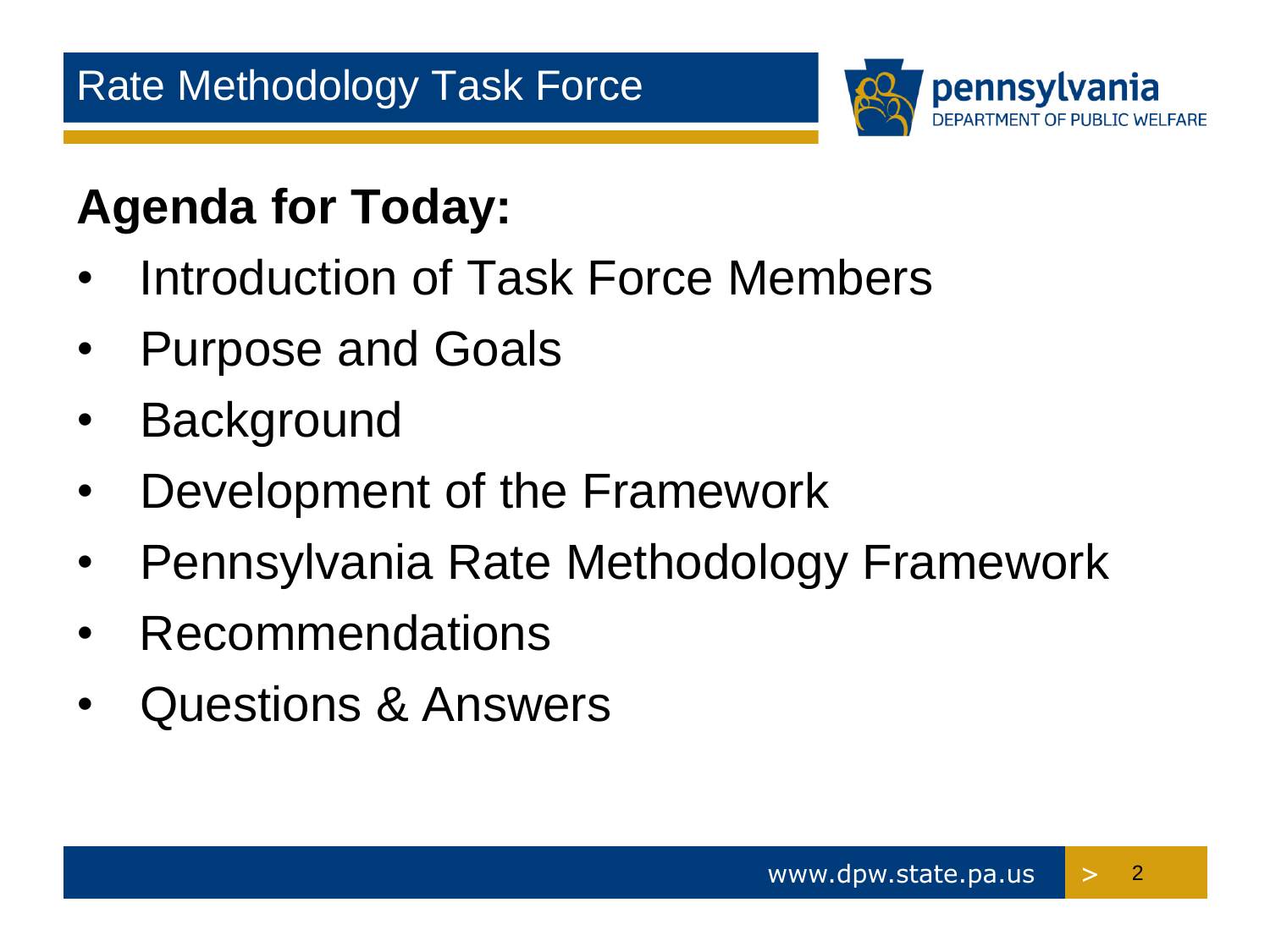# Agenda for Today:

- Introduction of Task Force Members
- Purpose and Goals
- Background
- Development of the Framework
- Pennsylvania Rate Methodology Framework
- Recommendations
- Questions & Answers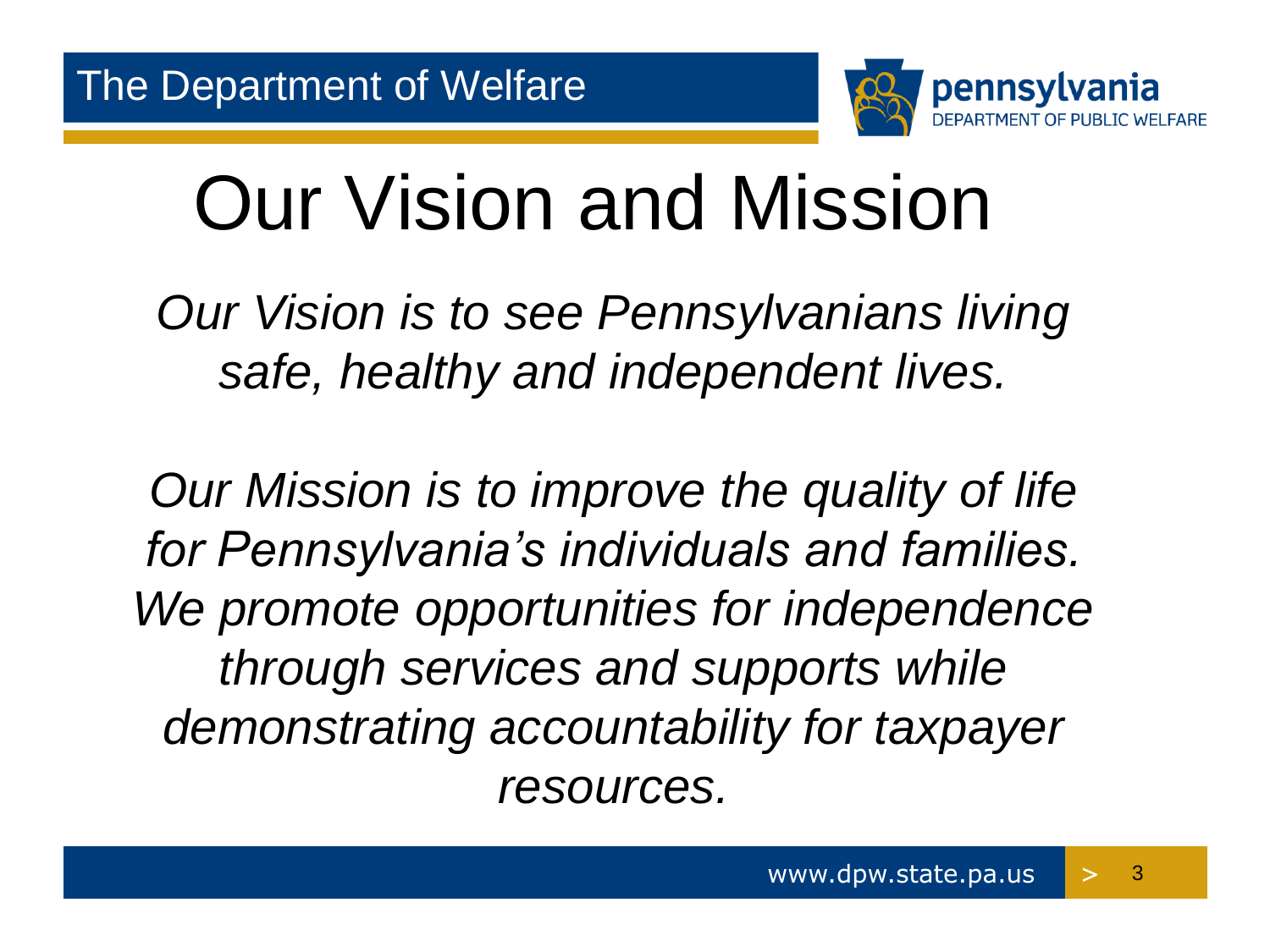# Our Vision and Mission

*Our Vision is to see Pennsylvanians living safe, healthy and independent lives.*

*Our Mission is to improve the quality of life for Pennsylvania's individuals and families. We promote opportunities for independence through services and supports while demonstrating accountability for taxpayer resources.*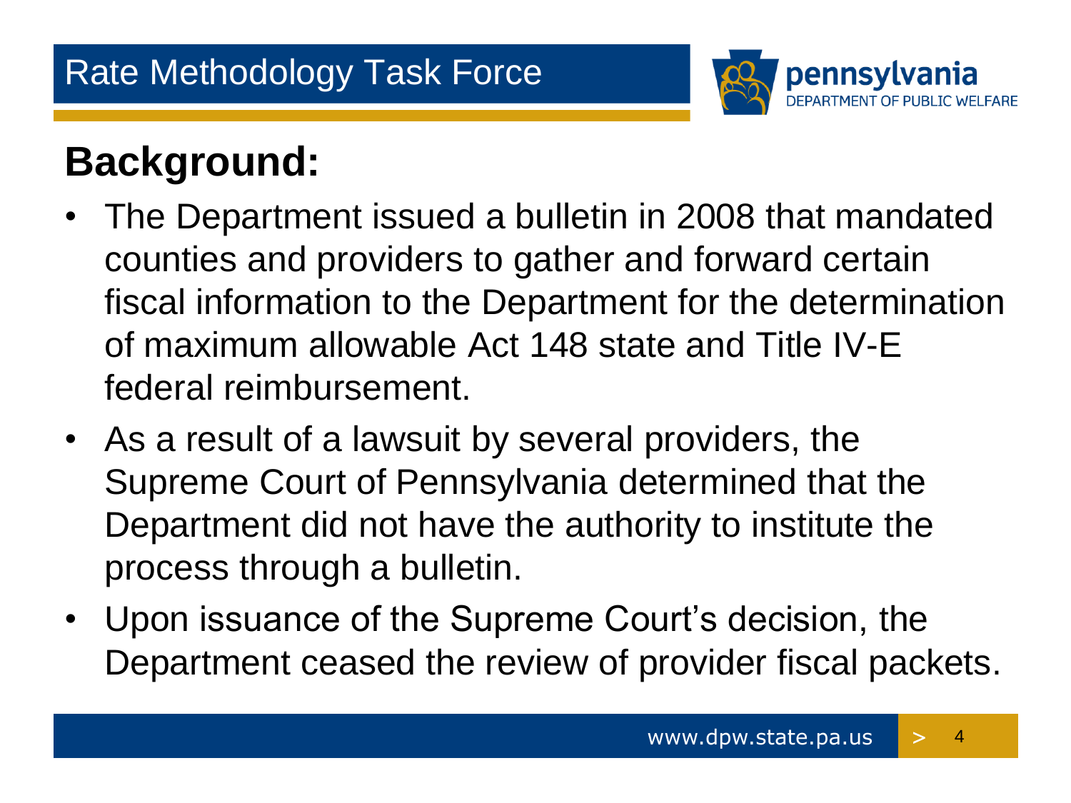## Background:

- The Department issued a bulletin in 2008 that mandated counties and providers to gather and forward certain fiscal information to the Department for the determination of maximum allowable Act 148 state and Title IV-E federal reimbursement.
- As a result of a lawsuit by several providers, the Supreme Court of Pennsylvania determined that the Department did not have the authority to institute the process through a bulletin.
- Upon issuance of the Supreme Court's decision, the Department ceased the review of provider fiscal packets.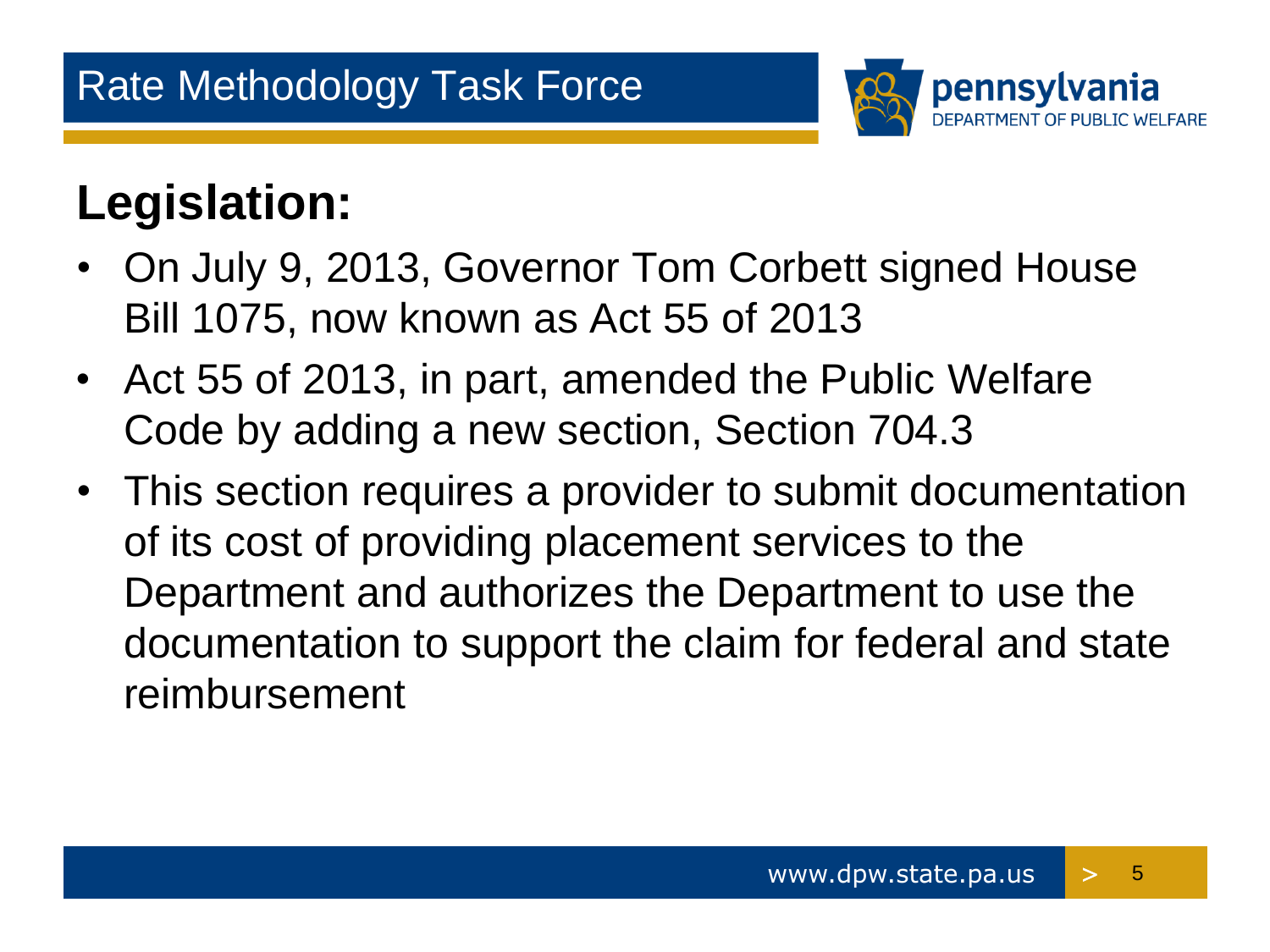# Legislation:

- On July 9, 2013, Governor Tom Corbett signed House Bill 1075, now known as Act 55 of 2013
- Act 55 of 2013, in part, amended the Public Welfare Code by adding a new section, Section 704.3
- This section requires a provider to submit documentation of its cost of providing placement services to the Department and authorizes the Department to use the documentation to support the claim for federal and state reimbursement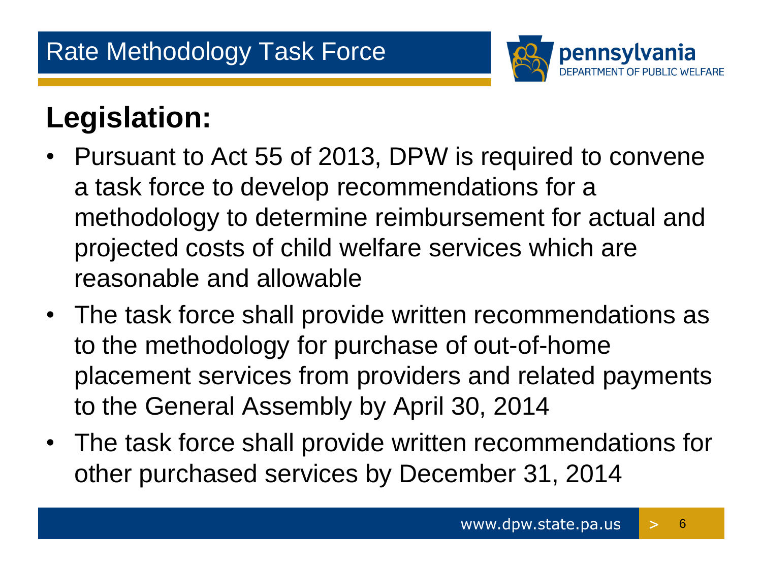# Rate Methodology Task Force

## Legislation:

- Pursuant to Act 55 of 2013, DPW is required to convene a task force to develop recommendations for a methodology to determine reimbursement for actual and projected costs of child welfare services which are reasonable and allowable
- The task force shall provide written recommendations as to the methodology for purchase of out-of-home placement services from providers and related payments to the General Assembly by April 30, 2014
- The task force shall provide written recommendations for other purchased services by December 31, 2014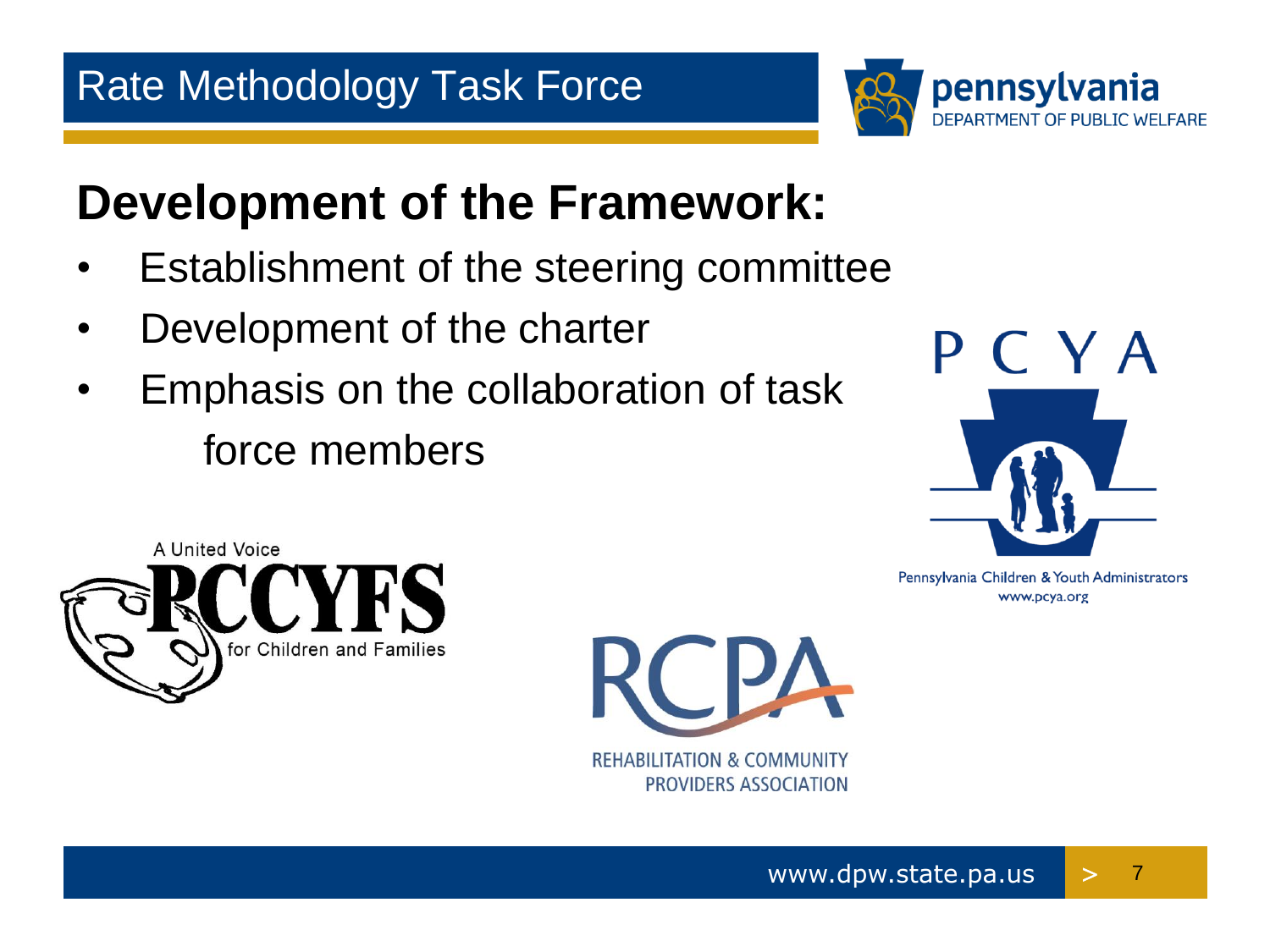# Rate Methodology Task Force

## Development of the Framework:

- Establishment of the steering committee
- Development of the charter
- Emphasis on the collaboration of task force members

PCYA

Pennsylvania Children & Youth Administrators
www.pcya.org

A United Voice
PCCYFS
for Children and Families

RCPA
REHABILITATION & COMMUNITY PROVIDERS ASSOCIATION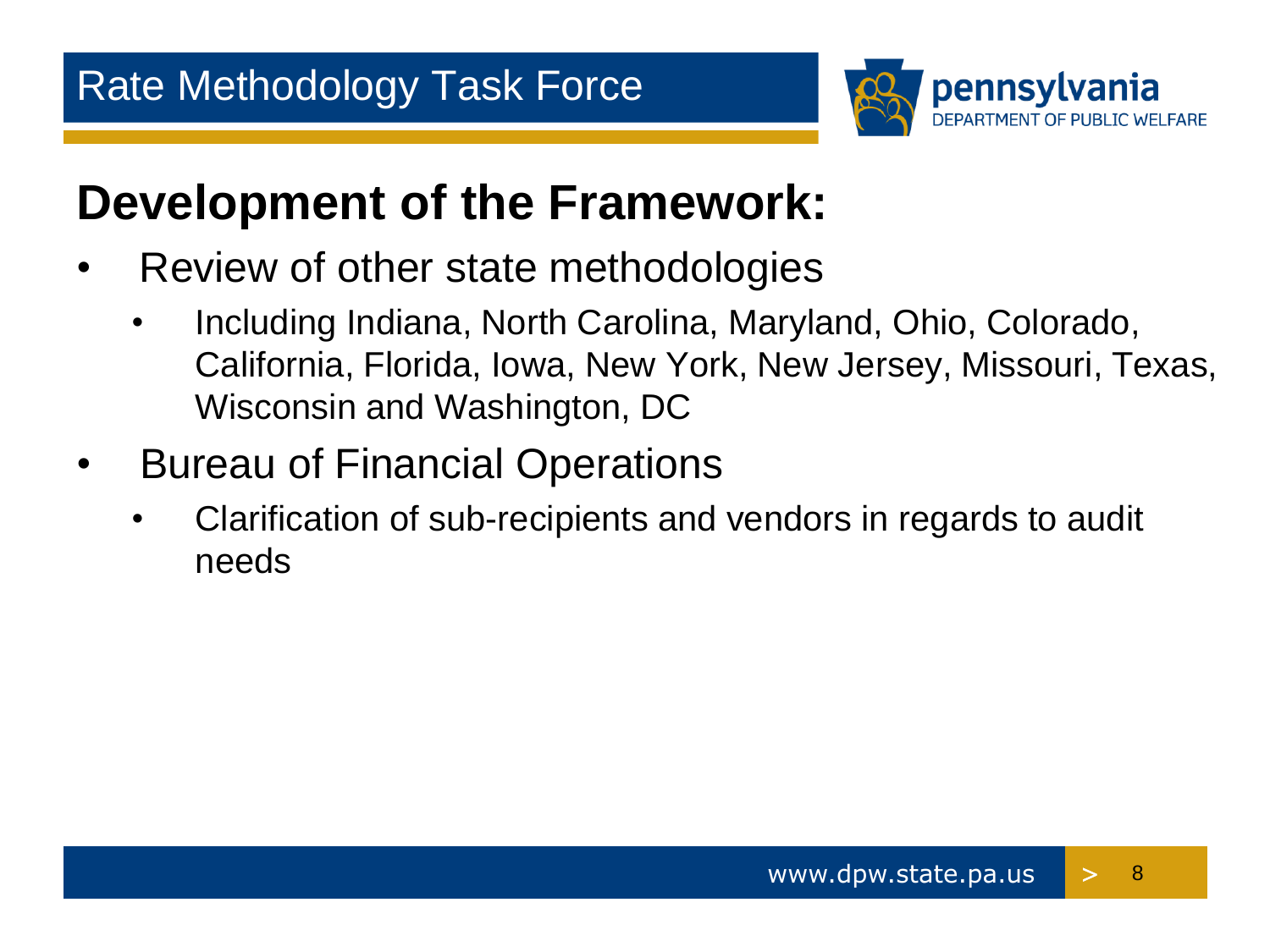# Rate Methodology Task Force

## Development of the Framework:

- Review of other state methodologies
  - Including Indiana, North Carolina, Maryland, Ohio, Colorado, California, Florida, Iowa, New York, New Jersey, Missouri, Texas, Wisconsin and Washington, DC
- Bureau of Financial Operations
  - Clarification of sub-recipients and vendors in regards to audit needs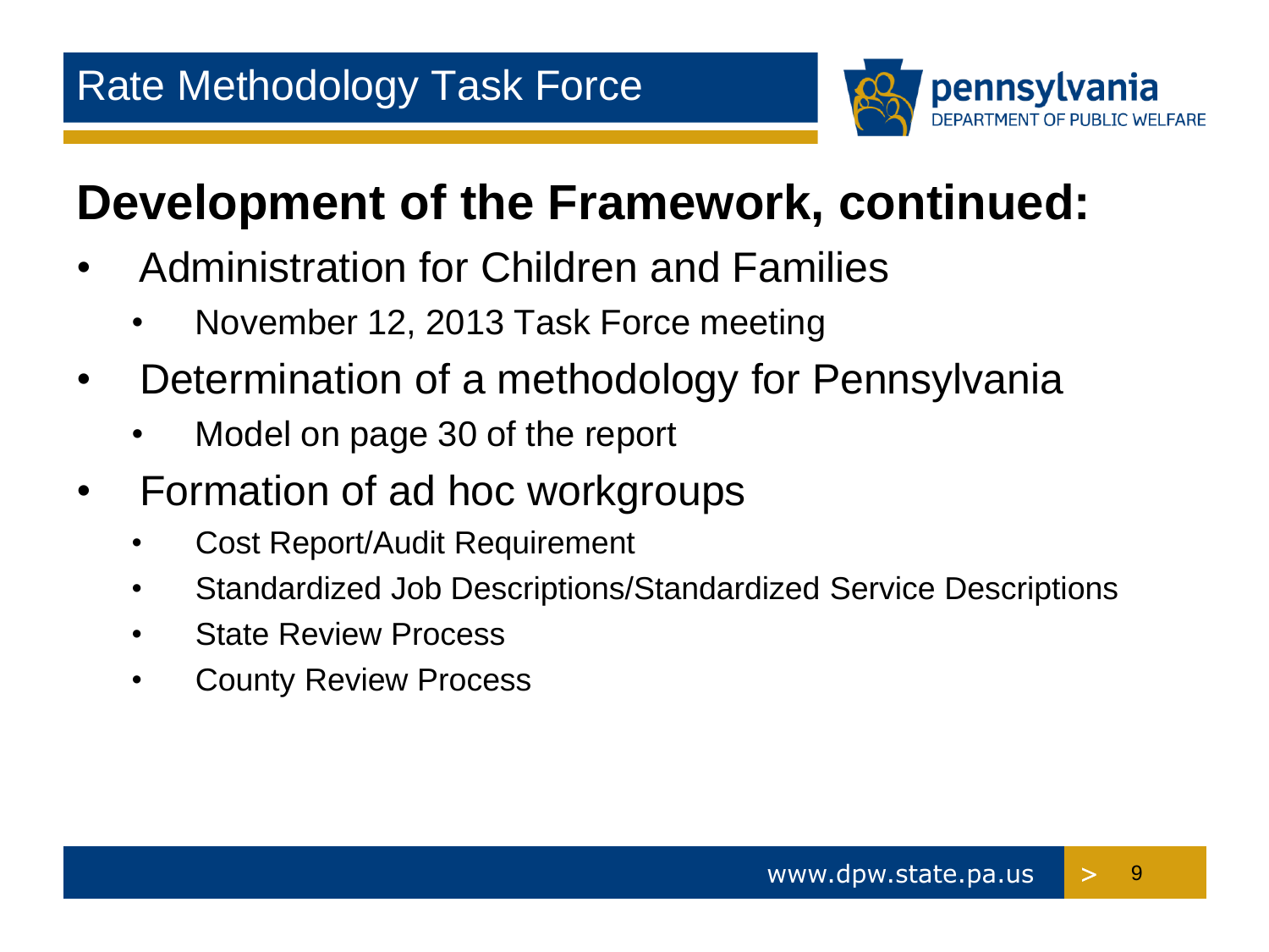# Development of the Framework, continued:

- Administration for Children and Families
  - November 12, 2013 Task Force meeting
- Determination of a methodology for Pennsylvania
  - Model on page 30 of the report
- Formation of ad hoc workgroups
  - Cost Report/Audit Requirement
  - Standardized Job Descriptions/Standardized Service Descriptions
  - State Review Process
  - County Review Process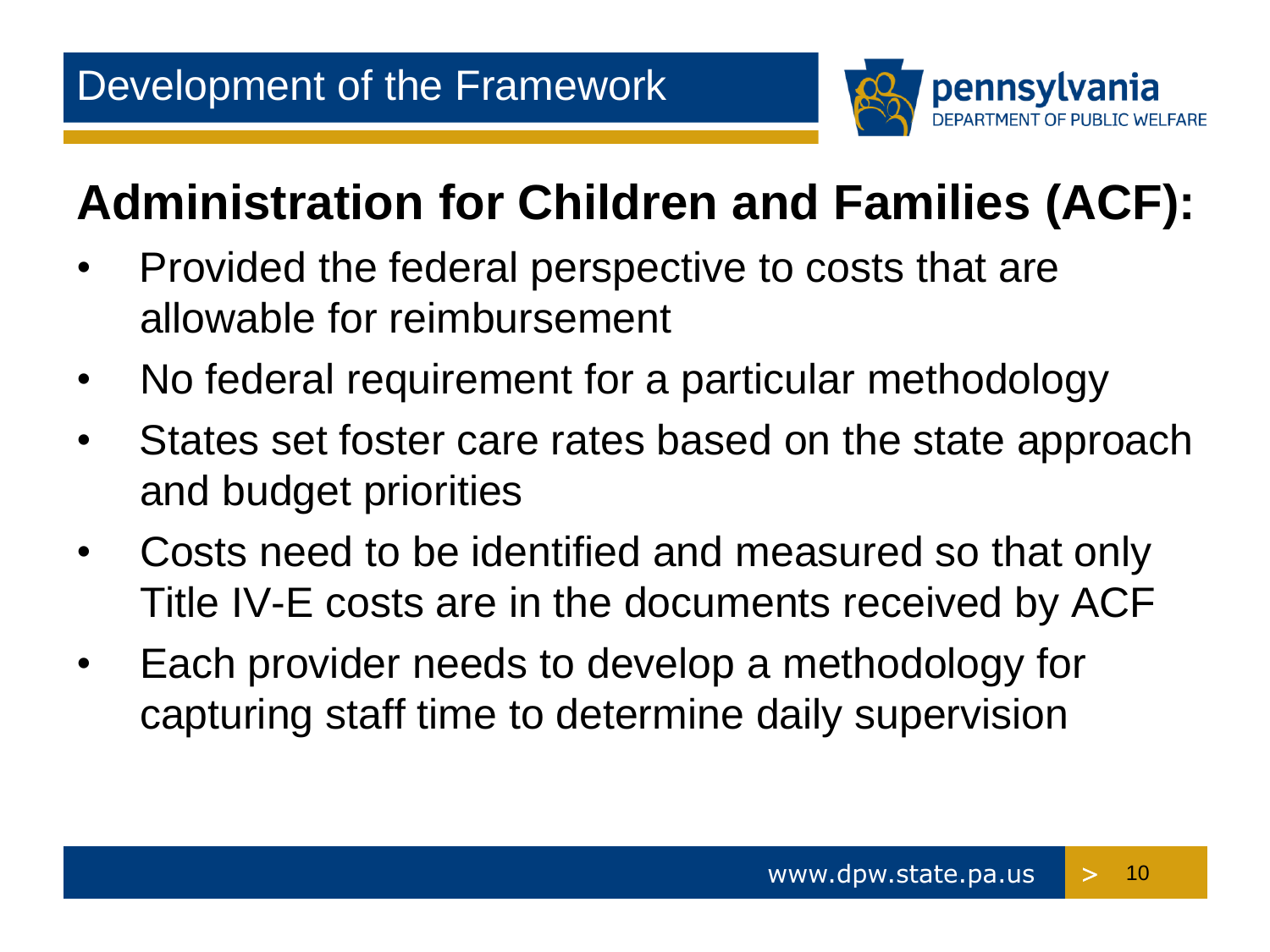## Development of the Framework

# Administration for Children and Families (ACF):

- Provided the federal perspective to costs that are allowable for reimbursement
- No federal requirement for a particular methodology
- States set foster care rates based on the state approach and budget priorities
- Costs need to be identified and measured so that only Title IV-E costs are in the documents received by ACF
- Each provider needs to develop a methodology for capturing staff time to determine daily supervision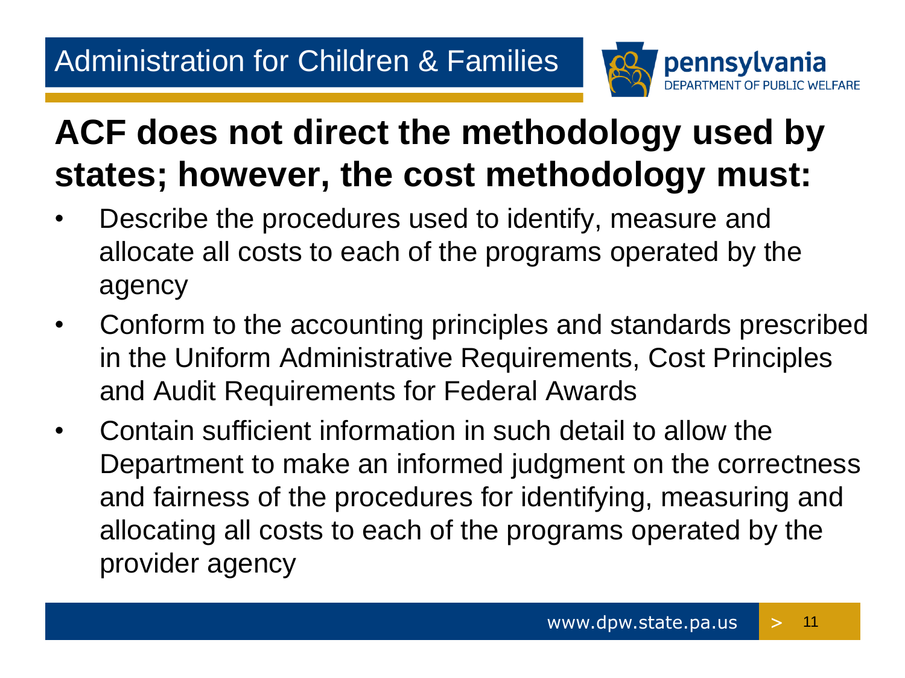# ACF does not direct the methodology used by states; however, the cost methodology must:

- Describe the procedures used to identify, measure and allocate all costs to each of the programs operated by the agency
- Conform to the accounting principles and standards prescribed in the Uniform Administrative Requirements, Cost Principles and Audit Requirements for Federal Awards
- Contain sufficient information in such detail to allow the Department to make an informed judgment on the correctness and fairness of the procedures for identifying, measuring and allocating all costs to each of the programs operated by the provider agency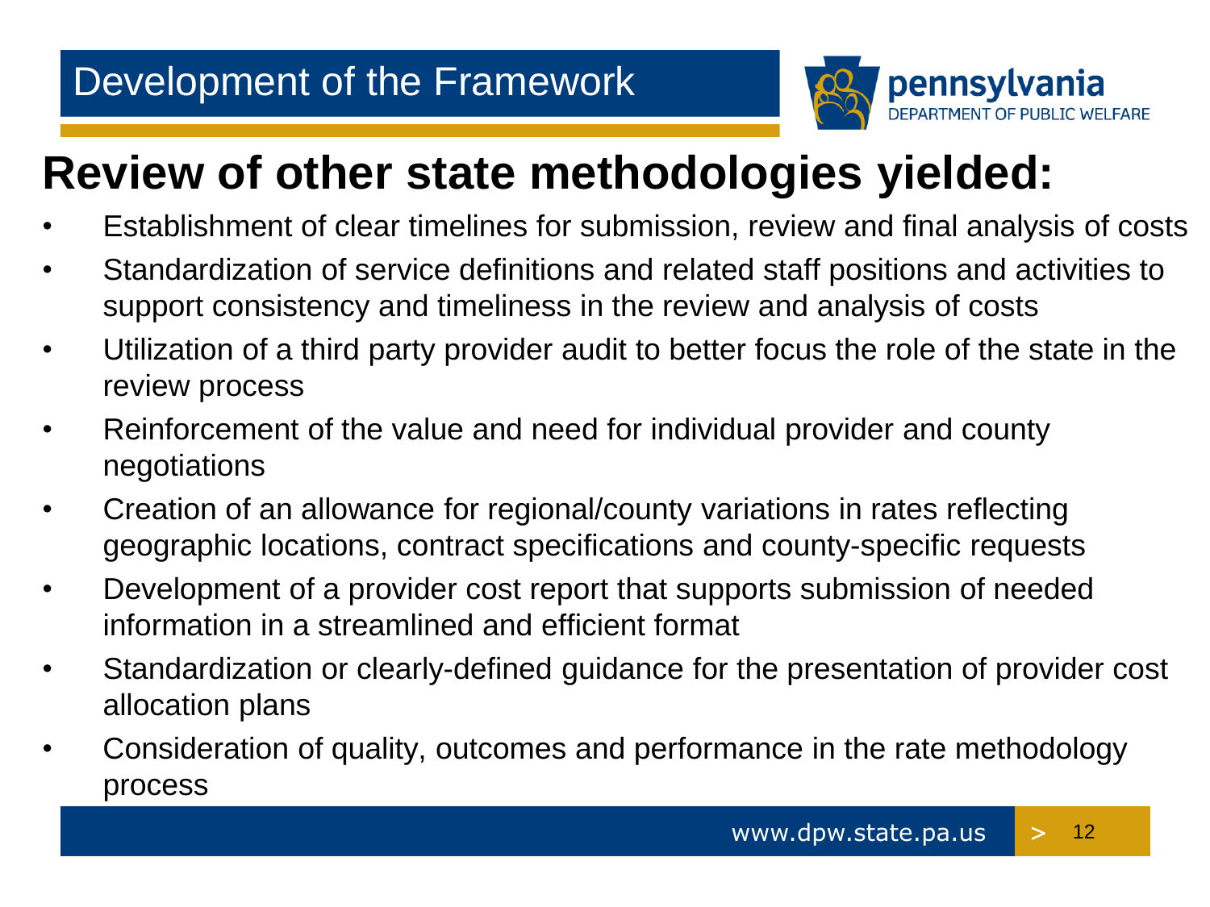# Development of the Framework

## Review of other state methodologies yielded:

- Establishment of clear timelines for submission, review and final analysis of costs
- Standardization of service definitions and related staff positions and activities to support consistency and timeliness in the review and analysis of costs
- Utilization of a third party provider audit to better focus the role of the state in the review process
- Reinforcement of the value and need for individual provider and county negotiations
- Creation of an allowance for regional/county variations in rates reflecting geographic locations, contract specifications and county-specific requests
- Development of a provider cost report that supports submission of needed information in a streamlined and efficient format
- Standardization or clearly-defined guidance for the presentation of provider cost allocation plans
- Consideration of quality, outcomes and performance in the rate methodology process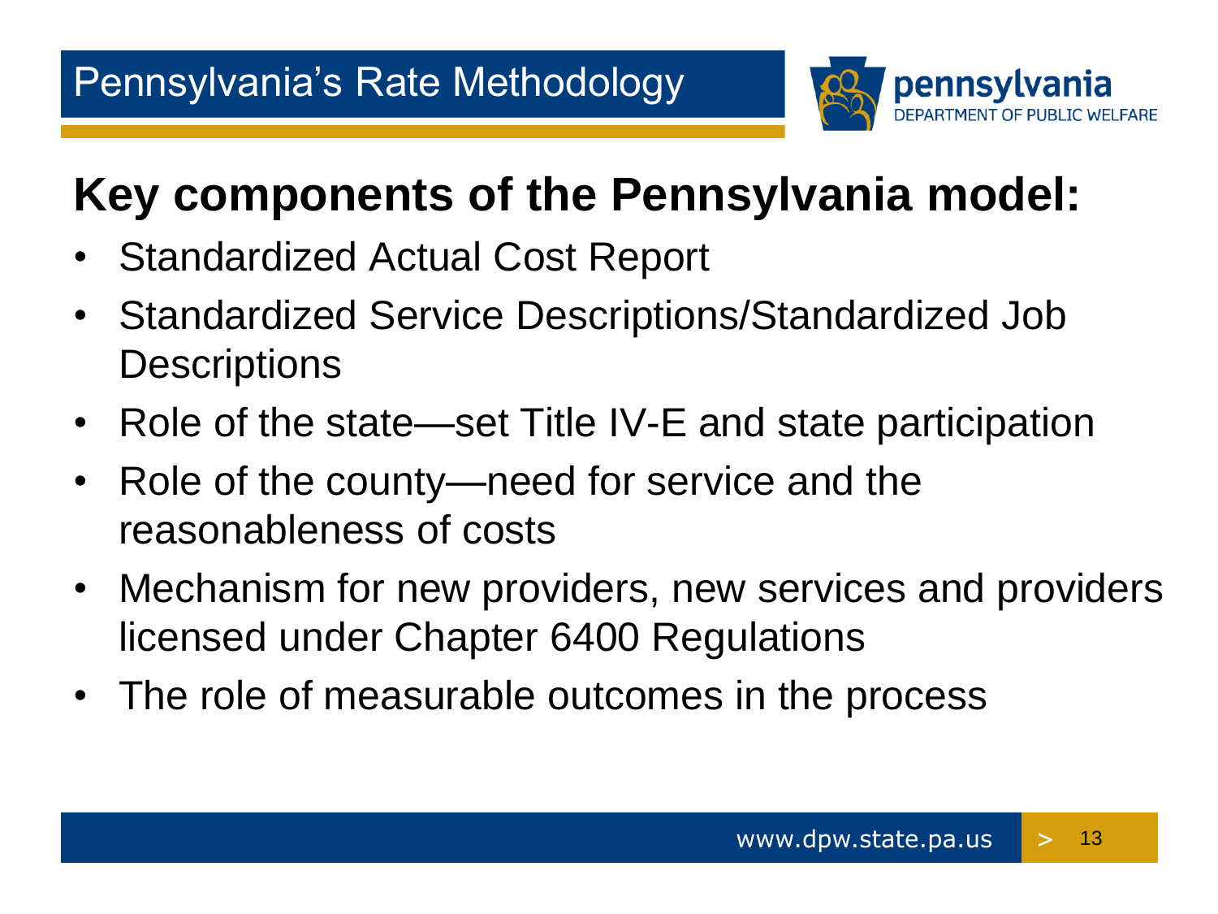# Pennsylvania's Rate Methodology

## Key components of the Pennsylvania model:

- Standardized Actual Cost Report
- Standardized Service Descriptions/Standardized Job Descriptions
- Role of the state—set Title IV-E and state participation
- Role of the county—need for service and the reasonableness of costs
- Mechanism for new providers, new services and providers licensed under Chapter 6400 Regulations
- The role of measurable outcomes in the process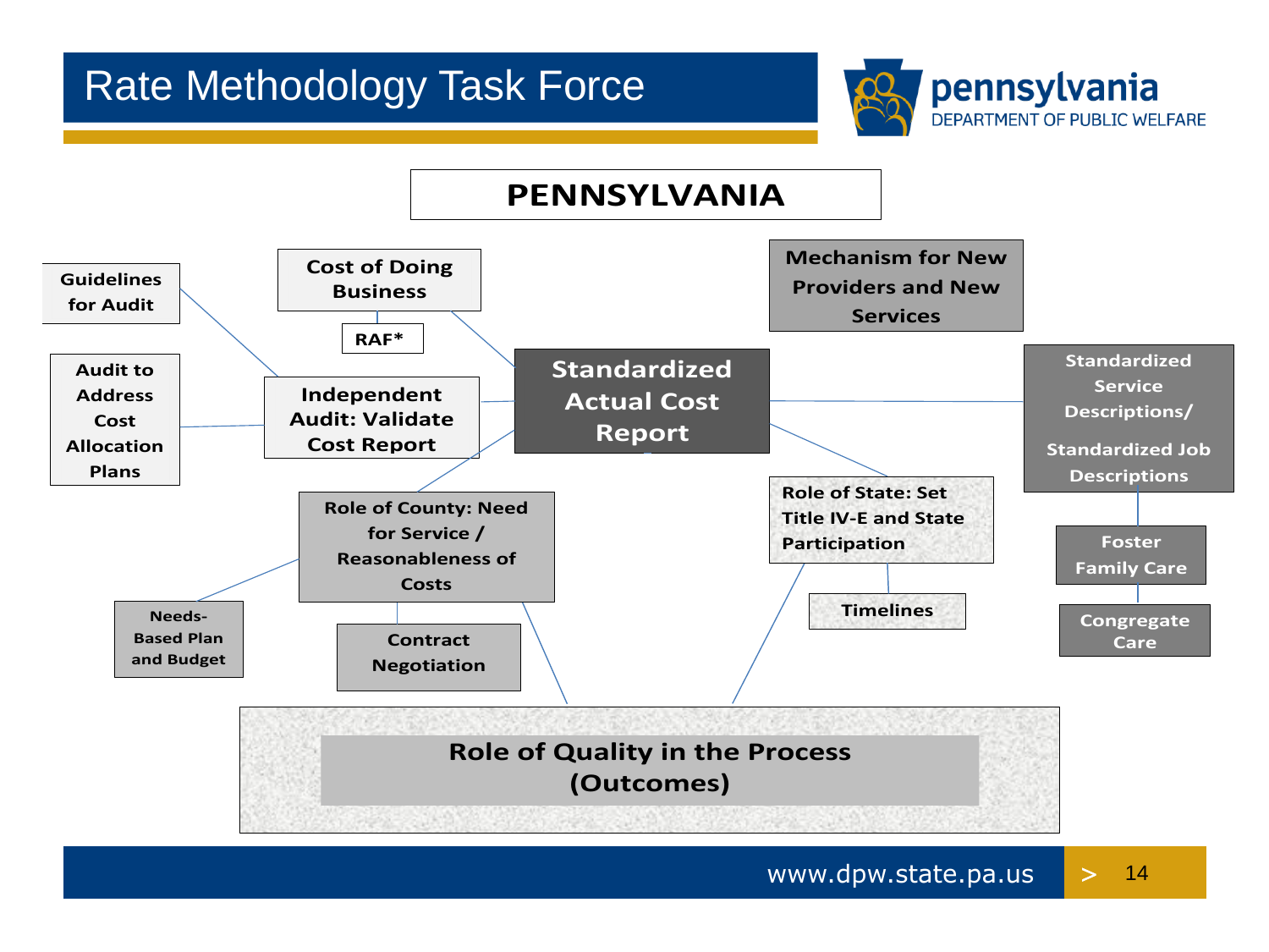# Rate Methodology Task Force

## PENNSYLVANIA

Guidelines for Audit

Cost of Doing Business

RAF*

Mechanism for New Providers and New Services

Audit to Address Cost Allocation Plans

Independent Audit: Validate Cost Report

Standardized Actual Cost Report

Standardized Service Descriptions/

Standardized Job Descriptions

Role of County: Need for Service / Reasonableness of Costs

Role of State: Set Title IV-E and State Participation

Foster Family Care

Timelines

Congregate Care

Needs-Based Plan and Budget

Contract Negotiation

Role of Quality in the Process (Outcomes)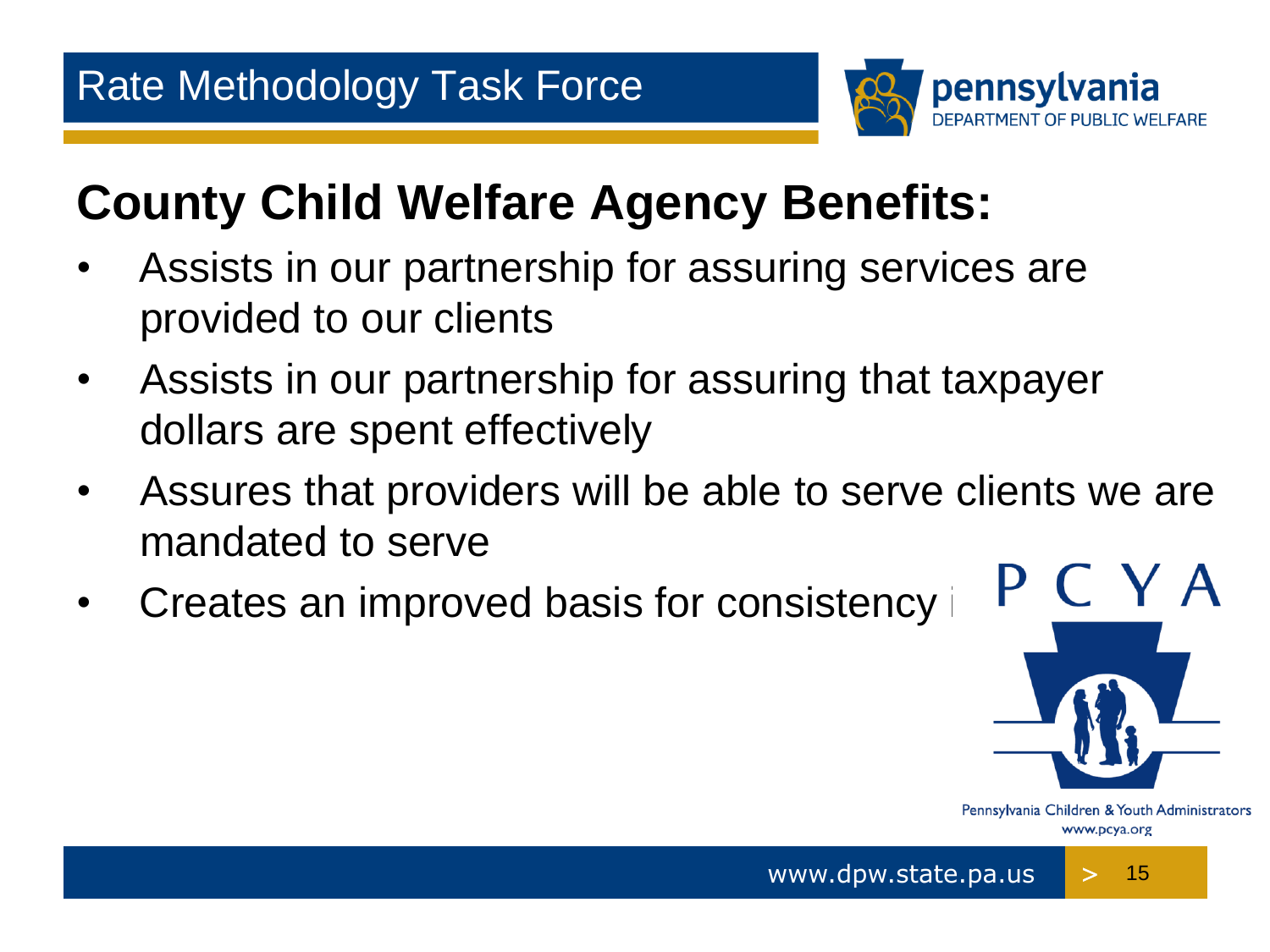## Rate Methodology Task Force

# County Child Welfare Agency Benefits:

- Assists in our partnership for assuring services are provided to our clients
- Assists in our partnership for assuring that taxpayer dollars are spent effectively
- Assures that providers will be able to serve clients we are mandated to serve
- Creates an improved basis for consistency i

PCYA

Pennsylvania Children & Youth Administrators
www.pcya.org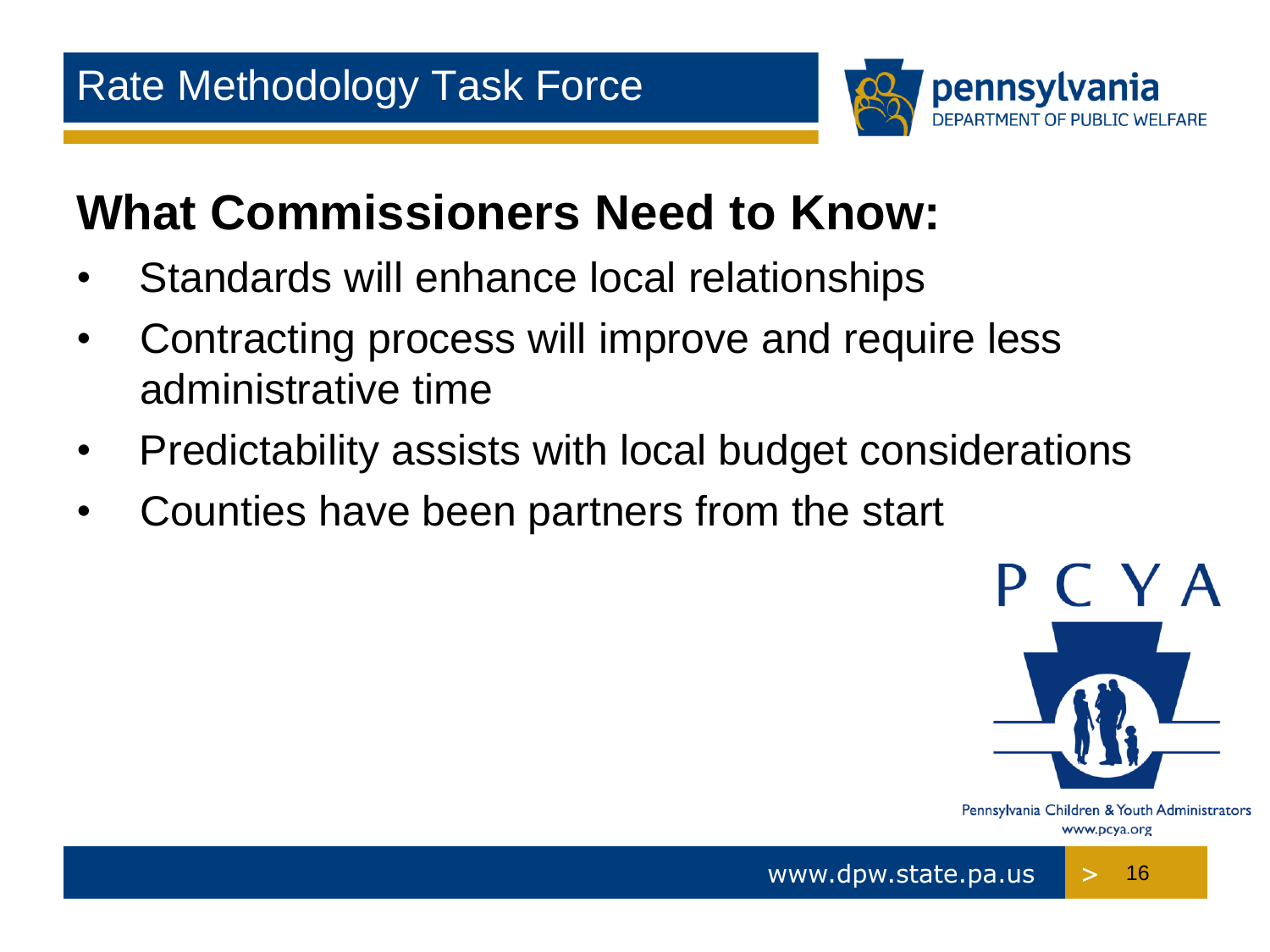# What Commissioners Need to Know:

- Standards will enhance local relationships
- Contracting process will improve and require less administrative time
- Predictability assists with local budget considerations
- Counties have been partners from the start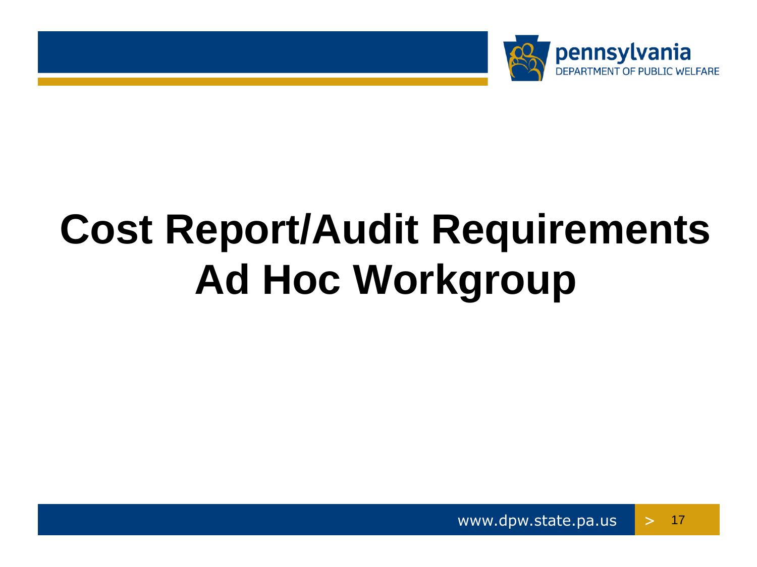# Cost Report/Audit Requirements Ad Hoc Workgroup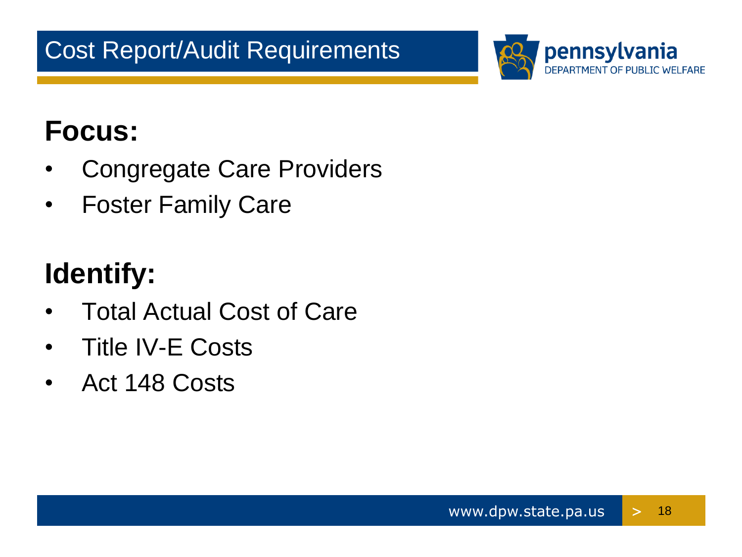# Cost Report/Audit Requirements

## Focus:

- Congregate Care Providers
- Foster Family Care

## Identify:

- Total Actual Cost of Care
- Title IV-E Costs
- Act 148 Costs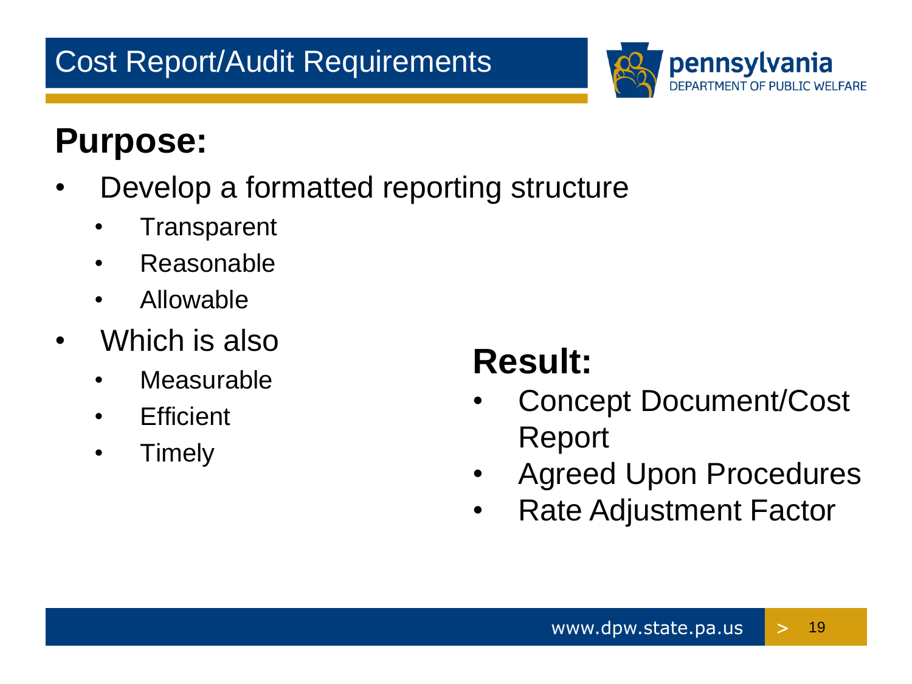# Cost Report/Audit Requirements

## Purpose:

- Develop a formatted reporting structure
  - Transparent
  - Reasonable
  - Allowable
- Which is also
  - Measurable
  - Efficient
  - Timely

## Result:

- Concept Document/Cost Report
- Agreed Upon Procedures
- Rate Adjustment Factor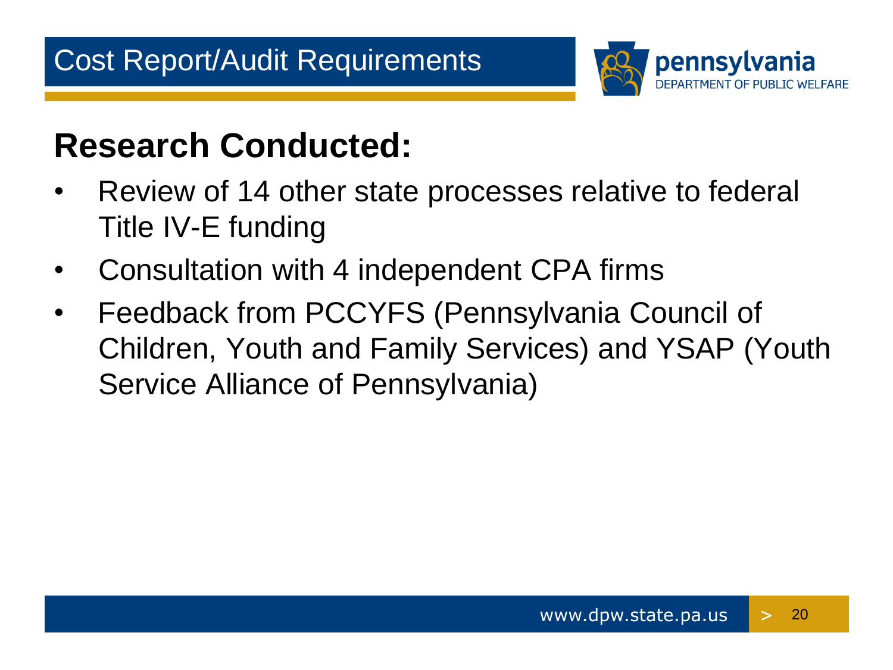# Cost Report/Audit Requirements

## Research Conducted:

- Review of 14 other state processes relative to federal Title IV-E funding
- Consultation with 4 independent CPA firms
- Feedback from PCCYFS (Pennsylvania Council of Children, Youth and Family Services) and YSAP (Youth Service Alliance of Pennsylvania)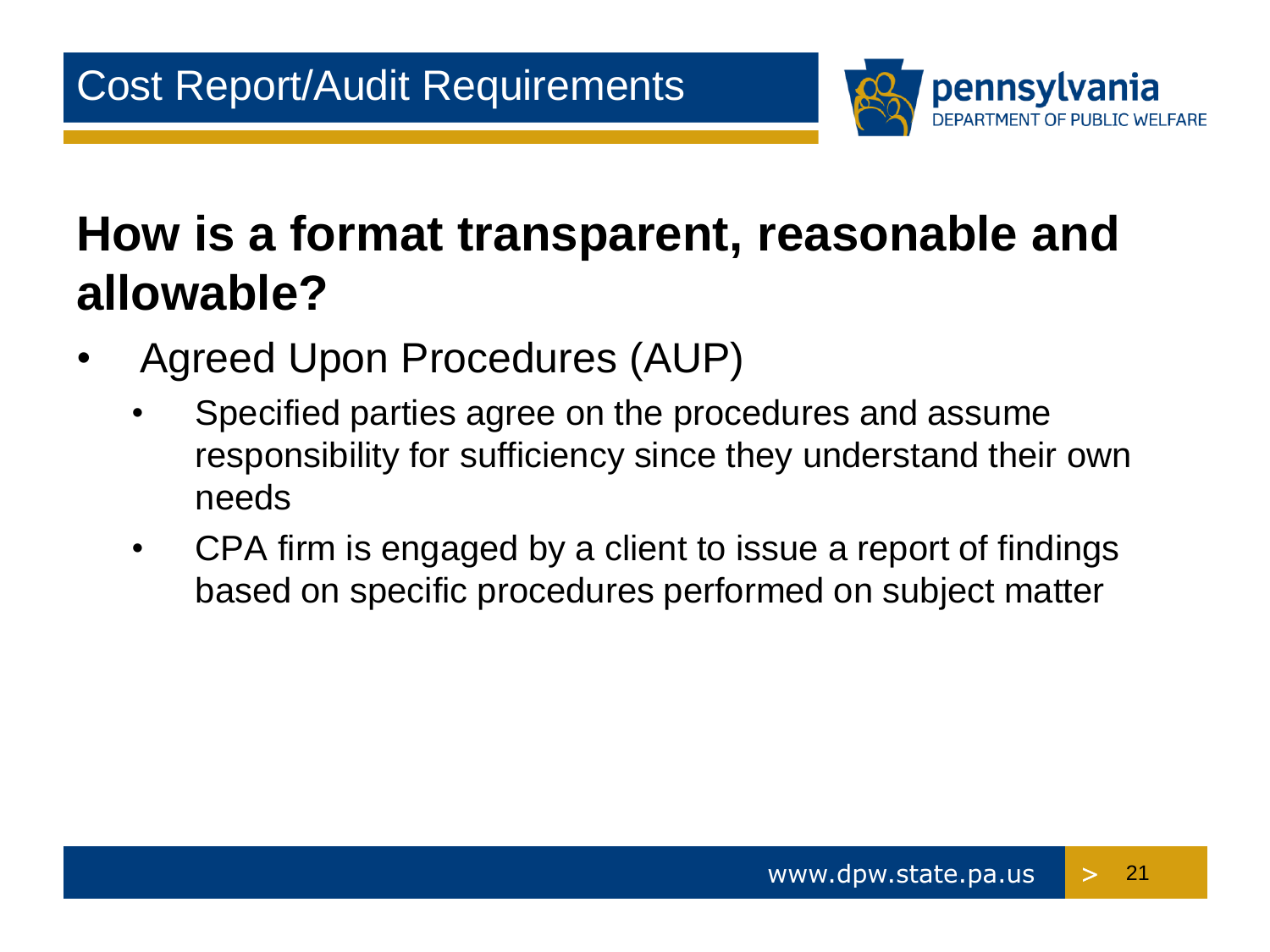## Cost Report/Audit Requirements

# How is a format transparent, reasonable and allowable?

- Agreed Upon Procedures (AUP)
  - Specified parties agree on the procedures and assume responsibility for sufficiency since they understand their own needs
  - CPA firm is engaged by a client to issue a report of findings based on specific procedures performed on subject matter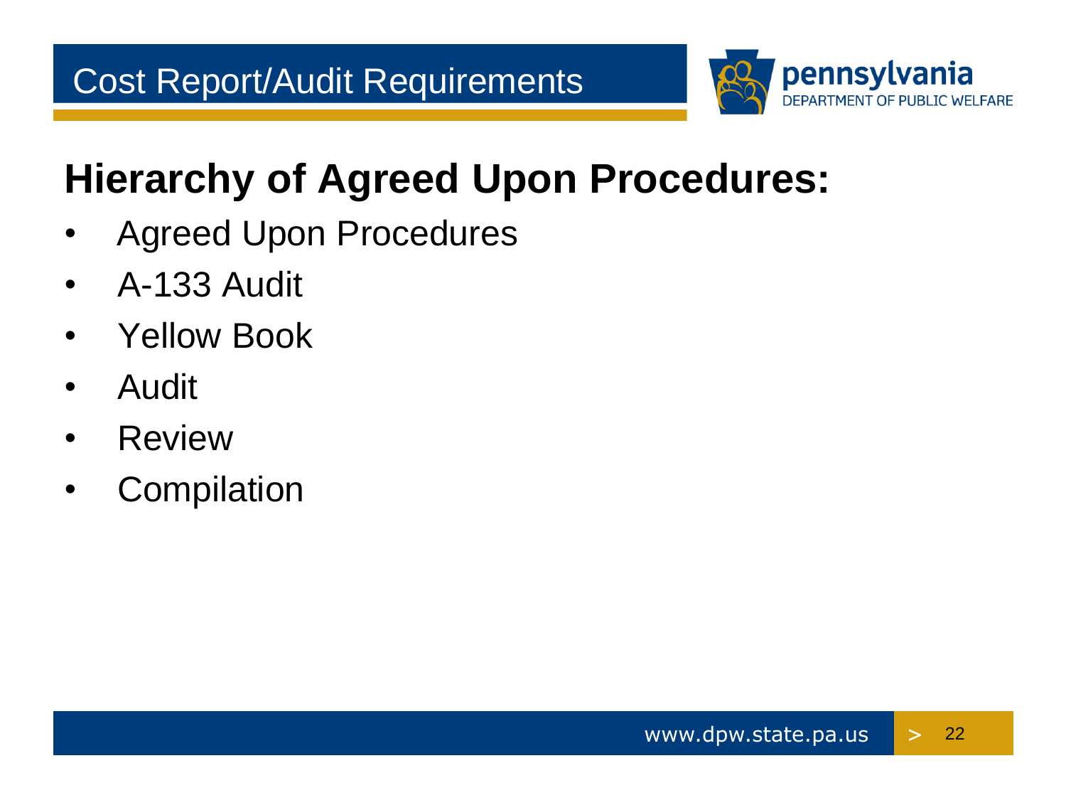# Cost Report/Audit Requirements

## Hierarchy of Agreed Upon Procedures:

- Agreed Upon Procedures
- A-133 Audit
- Yellow Book
- Audit
- Review
- Compilation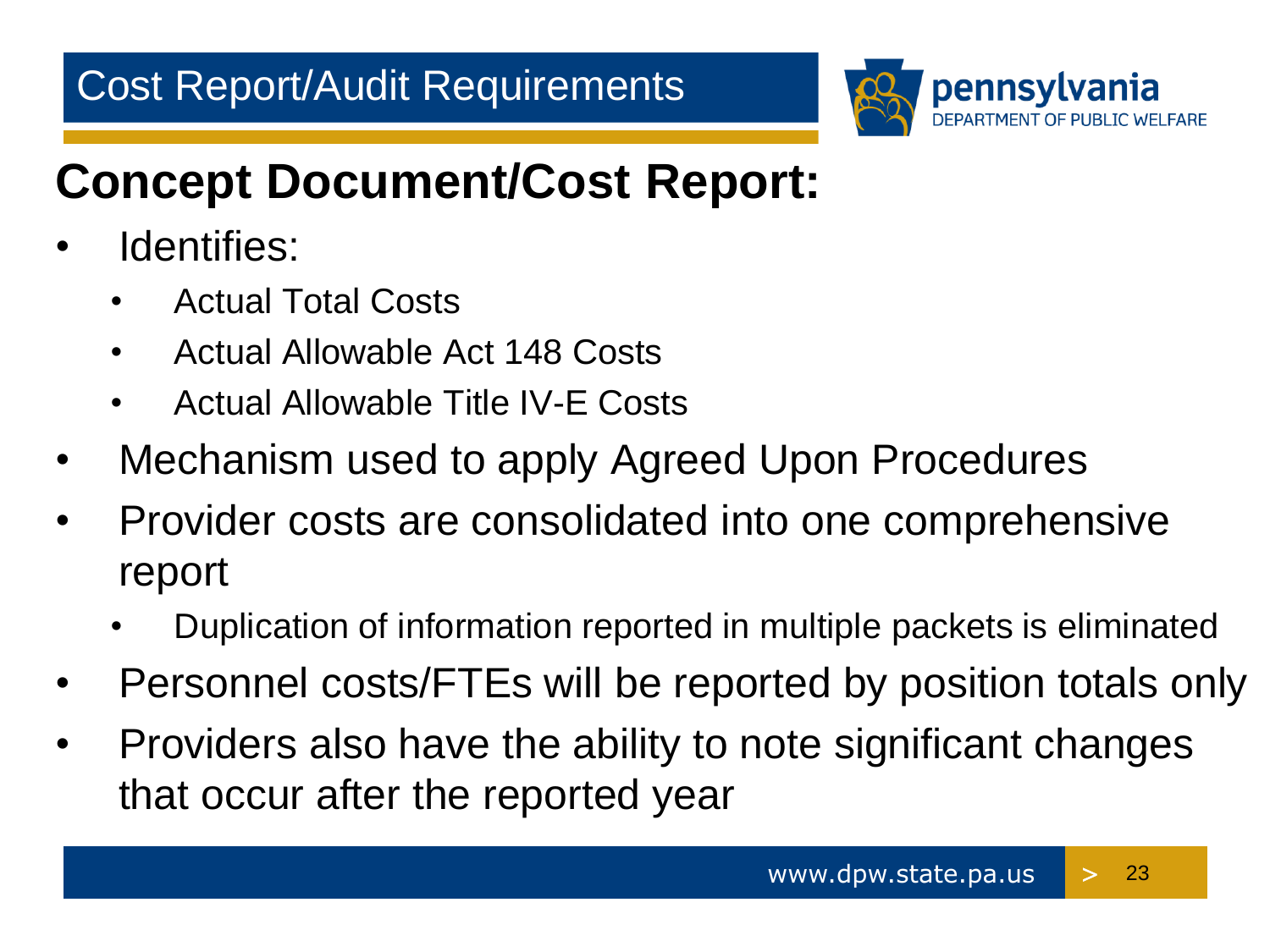# Cost Report/Audit Requirements

## Concept Document/Cost Report:

- Identifies:
  - Actual Total Costs
  - Actual Allowable Act 148 Costs
  - Actual Allowable Title IV-E Costs
- Mechanism used to apply Agreed Upon Procedures
- Provider costs are consolidated into one comprehensive report
  - Duplication of information reported in multiple packets is eliminated
- Personnel costs/FTEs will be reported by position totals only
- Providers also have the ability to note significant changes that occur after the reported year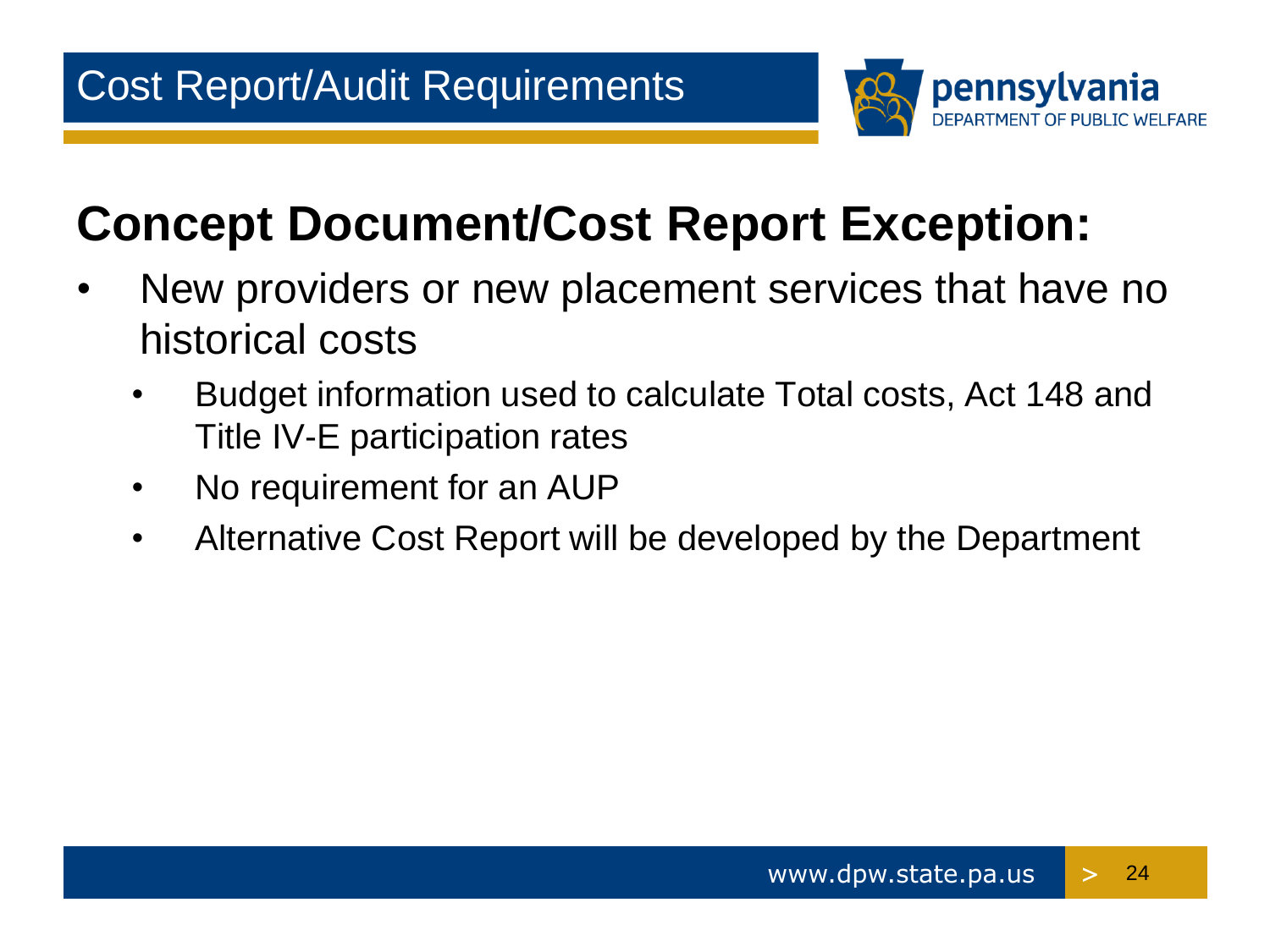# Cost Report/Audit Requirements

## Concept Document/Cost Report Exception:

- New providers or new placement services that have no historical costs
  - Budget information used to calculate Total costs, Act 148 and Title IV-E participation rates
  - No requirement for an AUP
  - Alternative Cost Report will be developed by the Department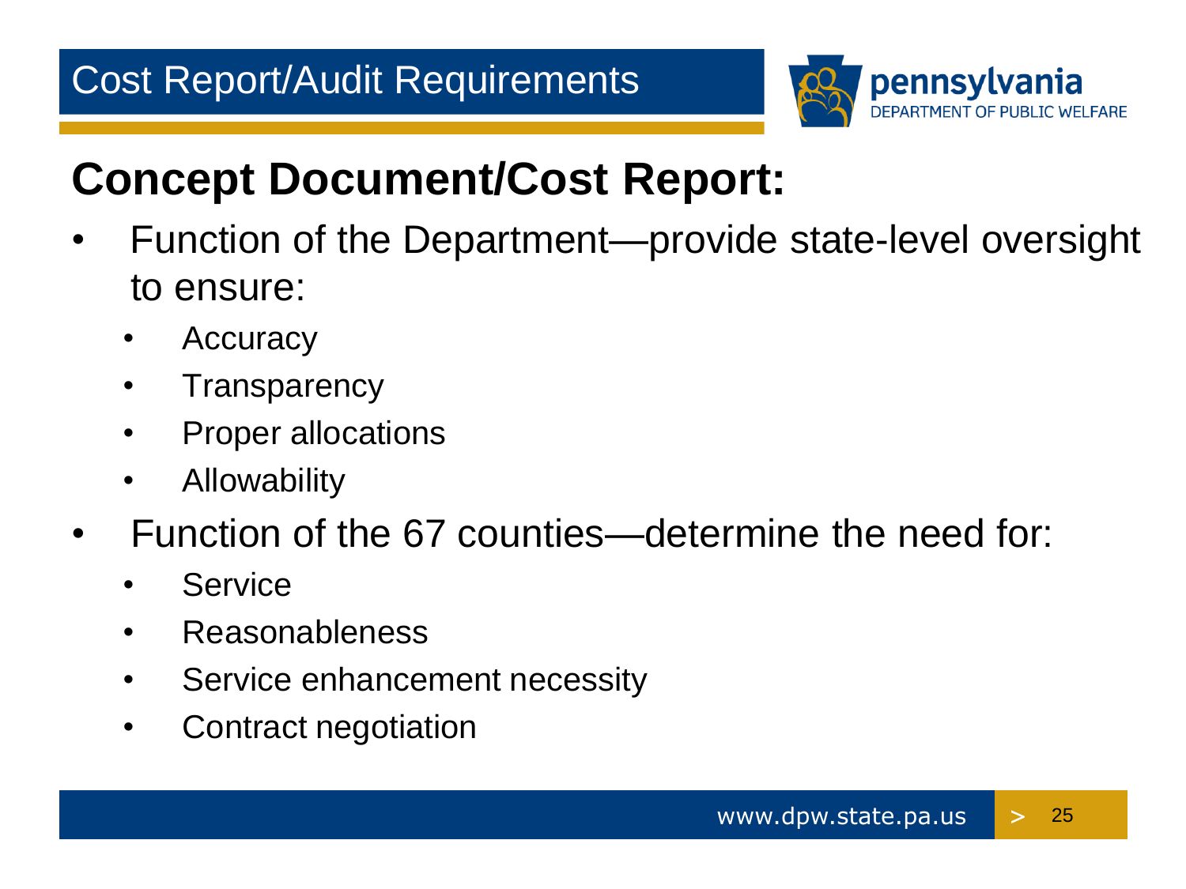# Cost Report/Audit Requirements

## Concept Document/Cost Report:

- Function of the Department—provide state-level oversight to ensure:
  - Accuracy
  - Transparency
  - Proper allocations
  - Allowability
- Function of the 67 counties—determine the need for:
  - Service
  - Reasonableness
  - Service enhancement necessity
  - Contract negotiation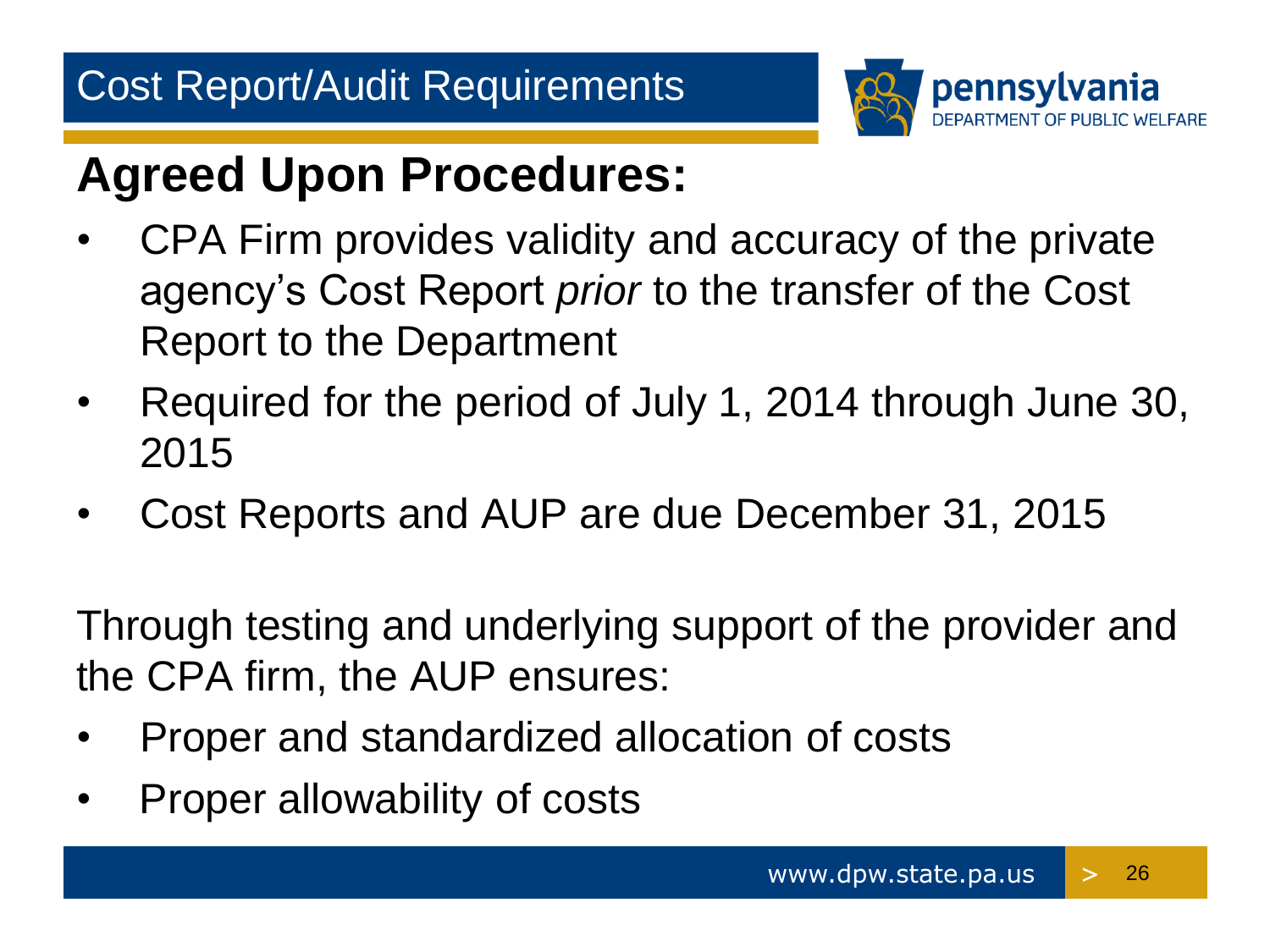# Cost Report/Audit Requirements

## Agreed Upon Procedures:

- CPA Firm provides validity and accuracy of the private agency's Cost Report *prior* to the transfer of the Cost Report to the Department
- Required for the period of July 1, 2014 through June 30, 2015
- Cost Reports and AUP are due December 31, 2015

Through testing and underlying support of the provider and the CPA firm, the AUP ensures:

- Proper and standardized allocation of costs
- Proper allowability of costs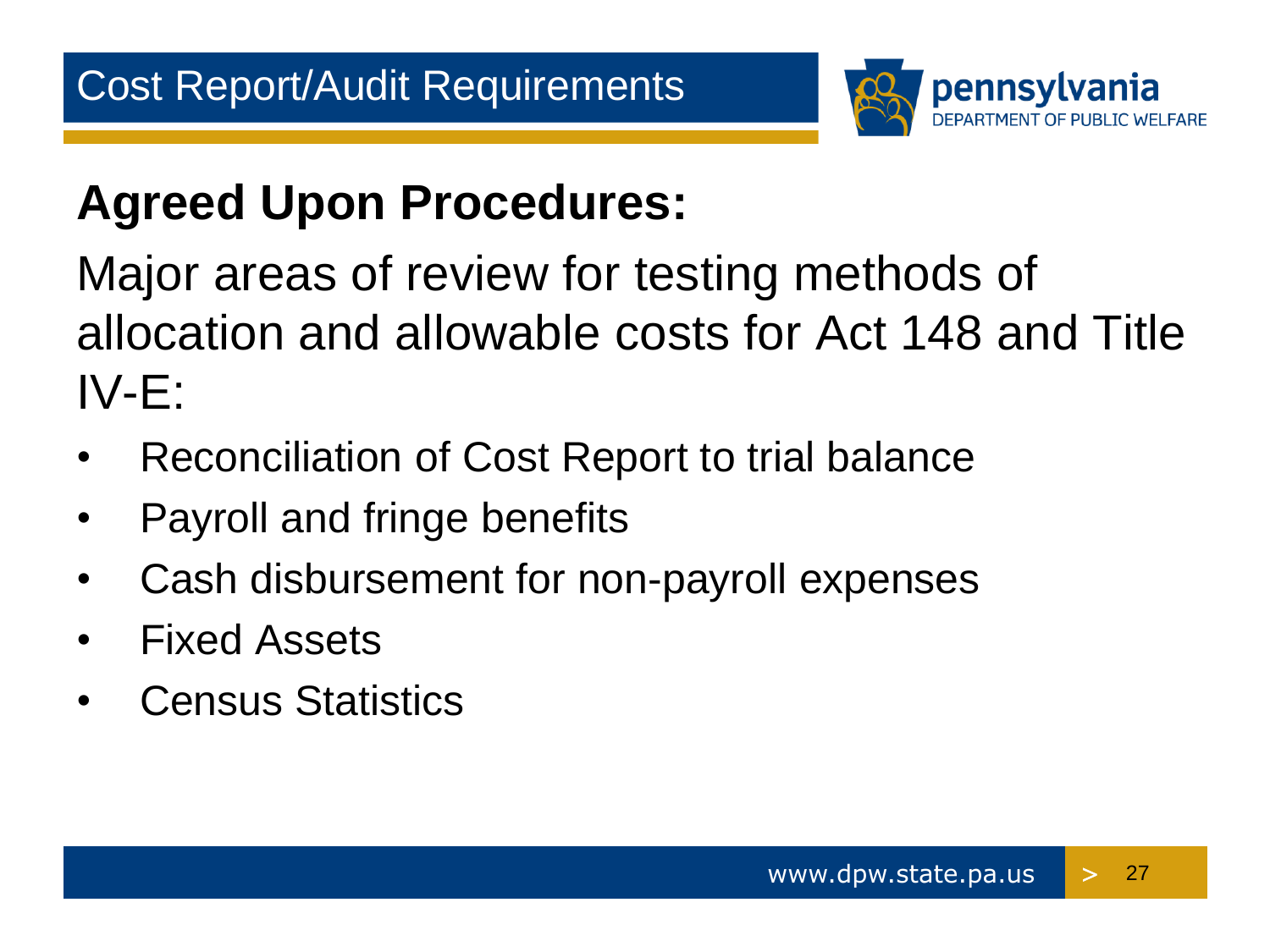# Cost Report/Audit Requirements

## Agreed Upon Procedures:

Major areas of review for testing methods of allocation and allowable costs for Act 148 and Title IV-E:

- Reconciliation of Cost Report to trial balance
- Payroll and fringe benefits
- Cash disbursement for non-payroll expenses
- Fixed Assets
- Census Statistics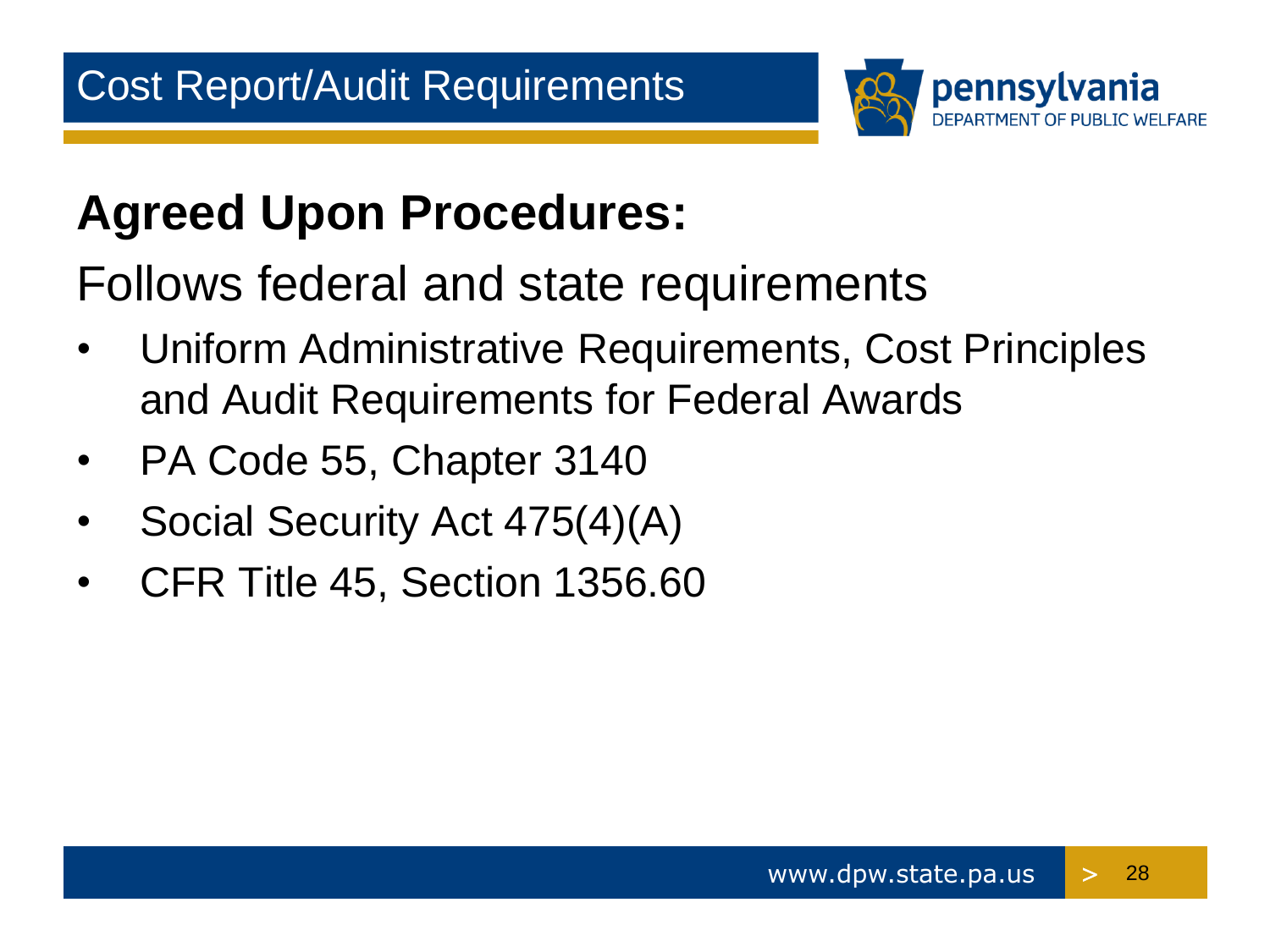# Cost Report/Audit Requirements

## Agreed Upon Procedures:

Follows federal and state requirements

- Uniform Administrative Requirements, Cost Principles and Audit Requirements for Federal Awards
- PA Code 55, Chapter 3140
- Social Security Act 475(4)(A)
- CFR Title 45, Section 1356.60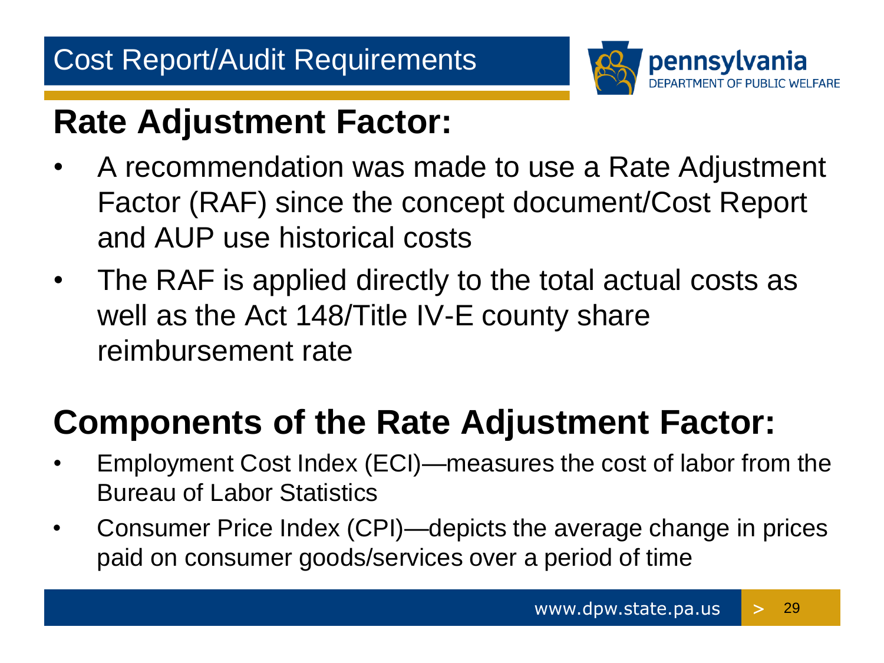## Cost Report/Audit Requirements

### Rate Adjustment Factor:

- A recommendation was made to use a Rate Adjustment Factor (RAF) since the concept document/Cost Report and AUP use historical costs
- The RAF is applied directly to the total actual costs as well as the Act 148/Title IV-E county share reimbursement rate

### Components of the Rate Adjustment Factor:

- Employment Cost Index (ECI)—measures the cost of labor from the Bureau of Labor Statistics
- Consumer Price Index (CPI)—depicts the average change in prices paid on consumer goods/services over a period of time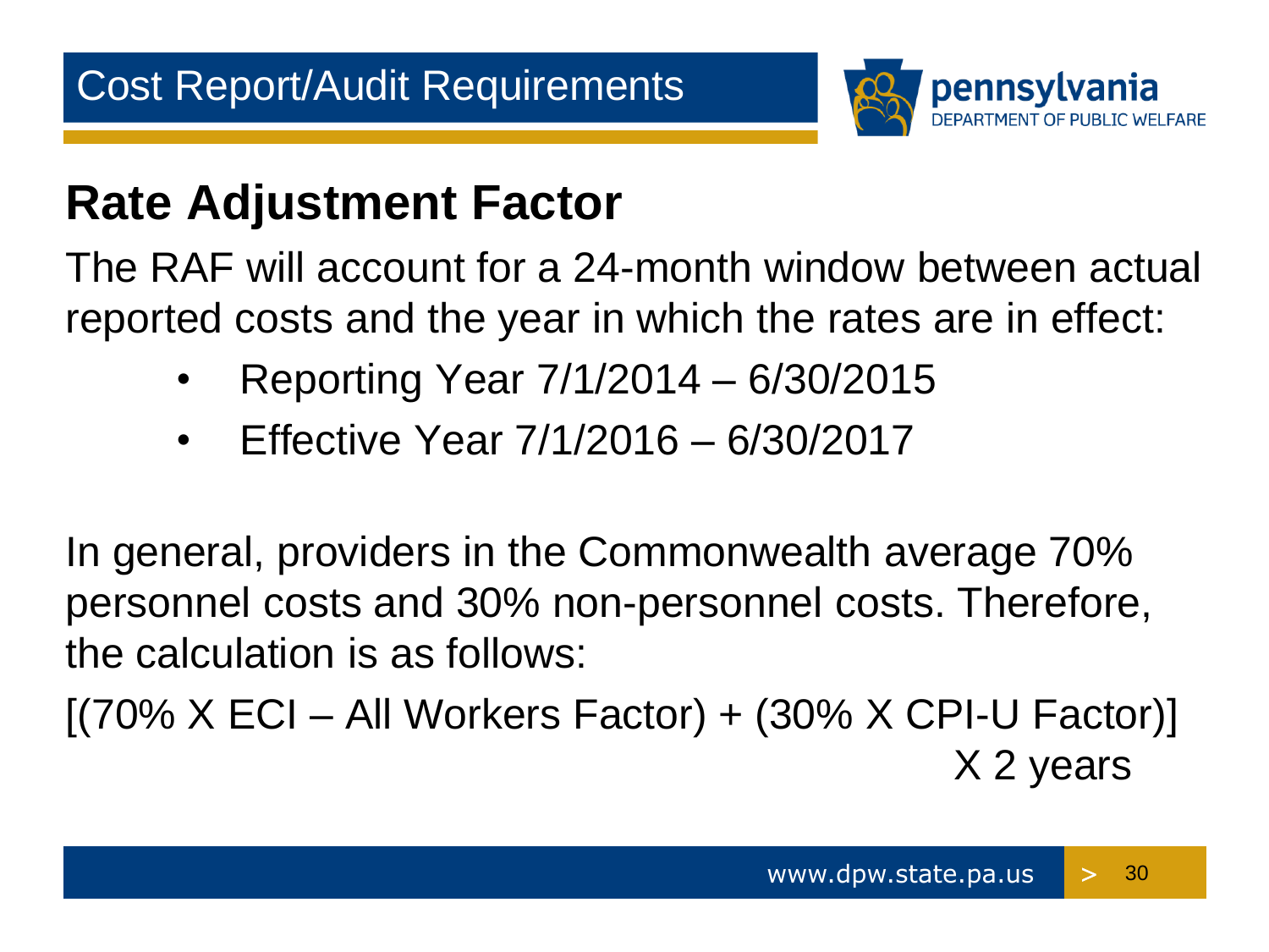# Cost Report/Audit Requirements

## Rate Adjustment Factor

The RAF will account for a 24-month window between actual reported costs and the year in which the rates are in effect:

- Reporting Year 7/1/2014 – 6/30/2015
- Effective Year 7/1/2016 – 6/30/2017

In general, providers in the Commonwealth average 70% personnel costs and 30% non-personnel costs. Therefore, the calculation is as follows:

[(70% X ECI – All Workers Factor) + (30% X CPI-U Factor)] X 2 years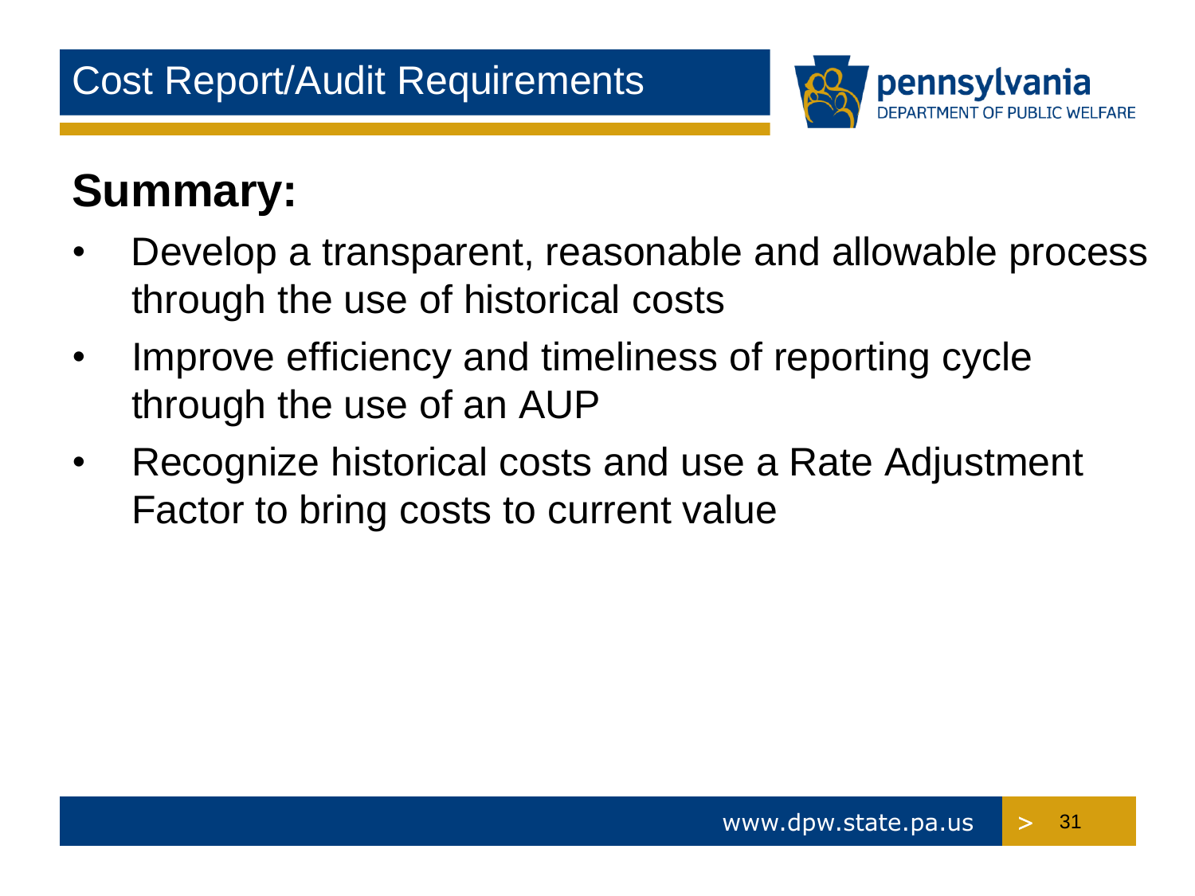# Cost Report/Audit Requirements

## Summary:

- Develop a transparent, reasonable and allowable process through the use of historical costs
- Improve efficiency and timeliness of reporting cycle through the use of an AUP
- Recognize historical costs and use a Rate Adjustment Factor to bring costs to current value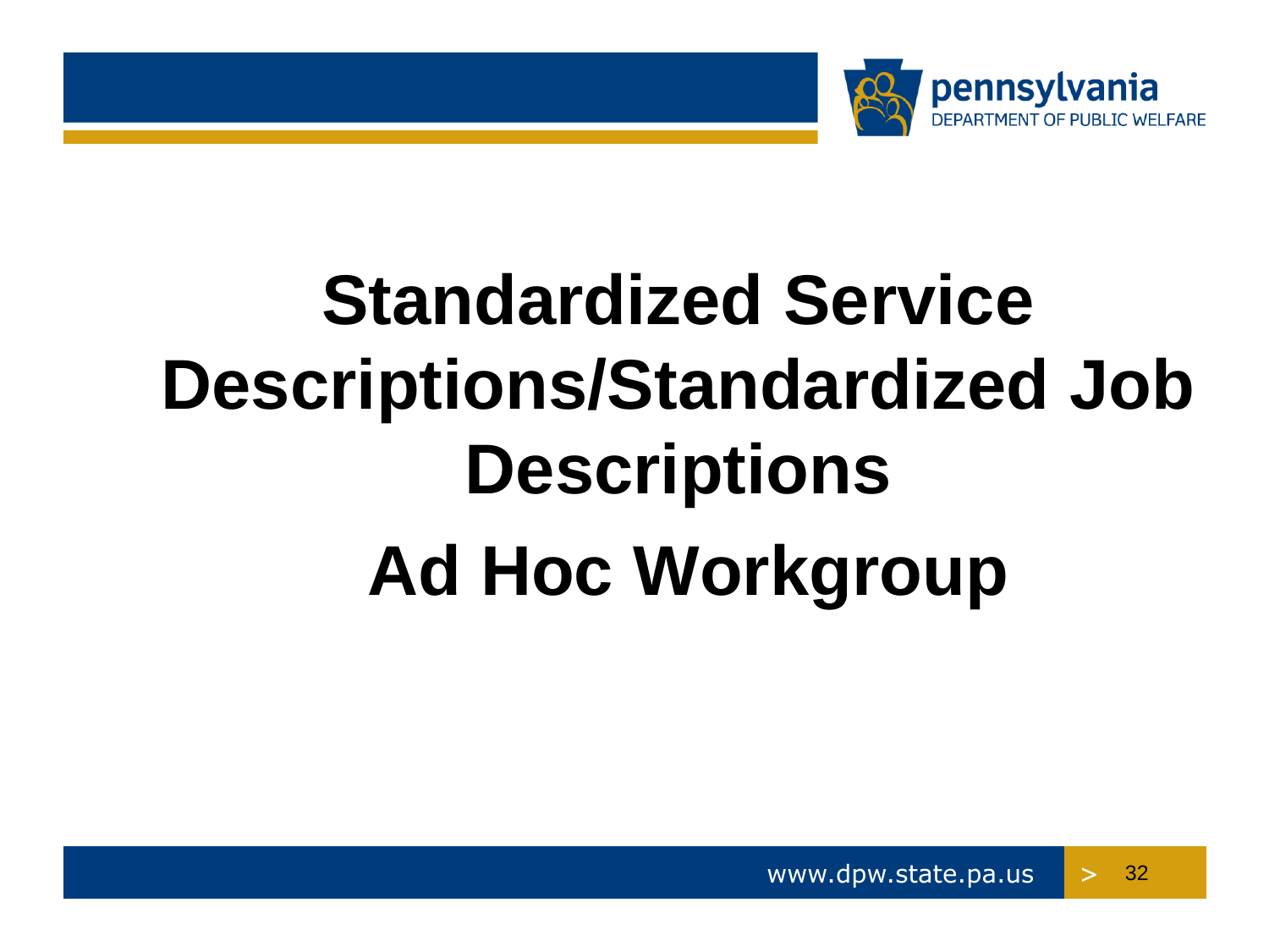# Standardized Service Descriptions/Standardized Job Descriptions

# Ad Hoc Workgroup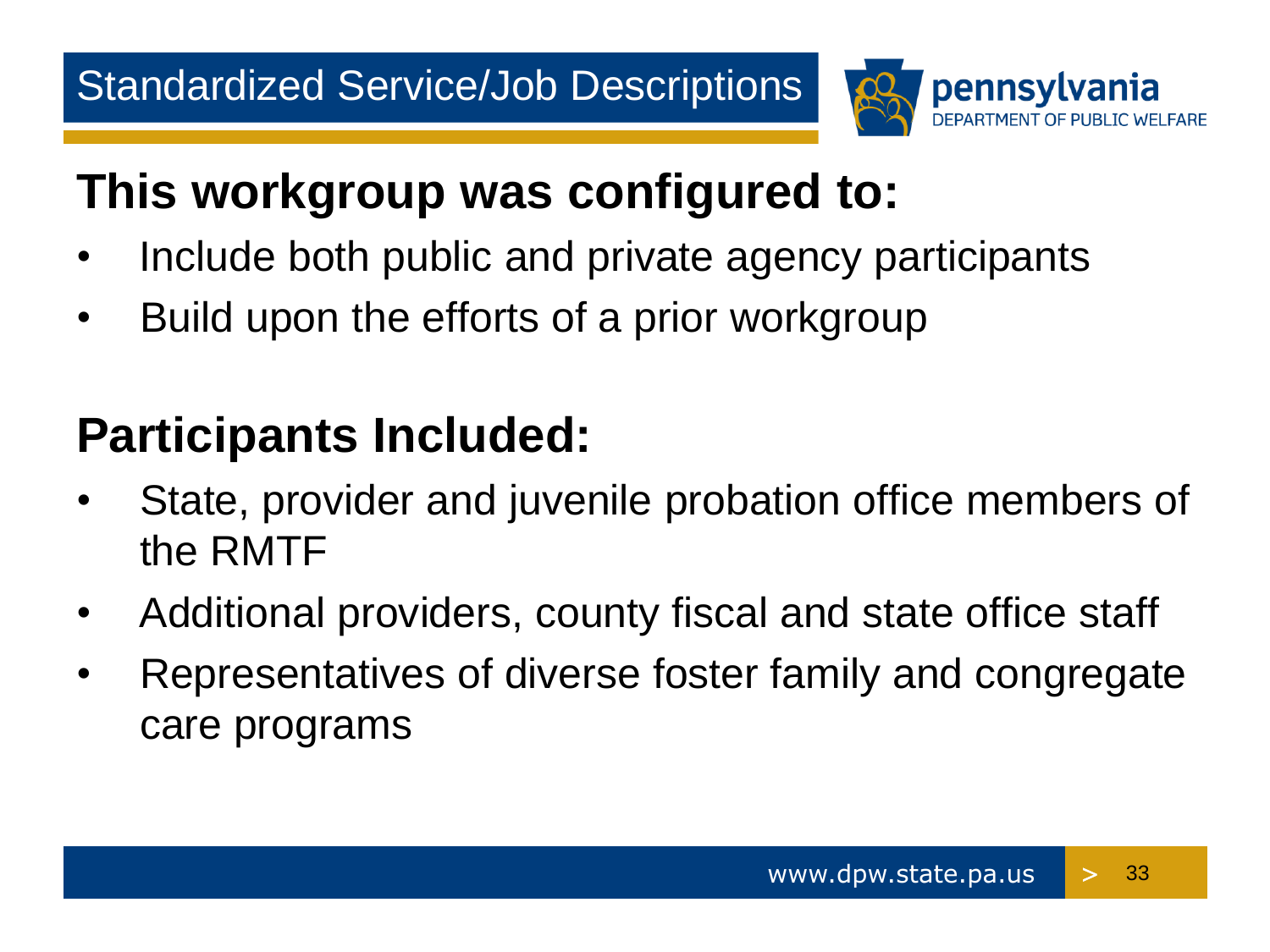# Standardized Service/Job Descriptions

## This workgroup was configured to:

- Include both public and private agency participants
- Build upon the efforts of a prior workgroup

## Participants Included:

- State, provider and juvenile probation office members of the RMTF
- Additional providers, county fiscal and state office staff
- Representatives of diverse foster family and congregate care programs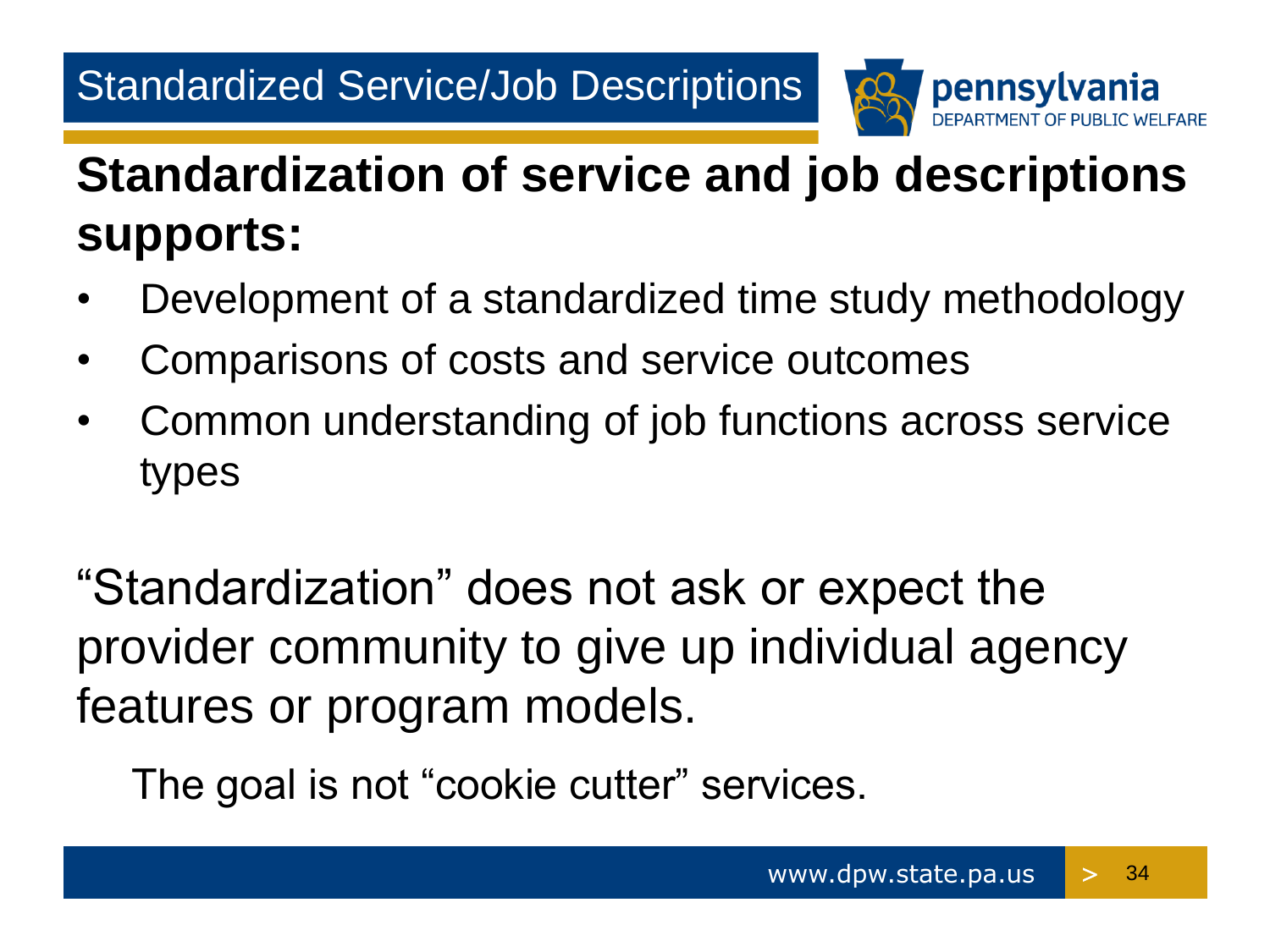# Standardized Service/Job Descriptions

**Standardization of service and job descriptions supports:**

- Development of a standardized time study methodology
- Comparisons of costs and service outcomes
- Common understanding of job functions across service types

"Standardization" does not ask or expect the provider community to give up individual agency features or program models.

The goal is not "cookie cutter" services.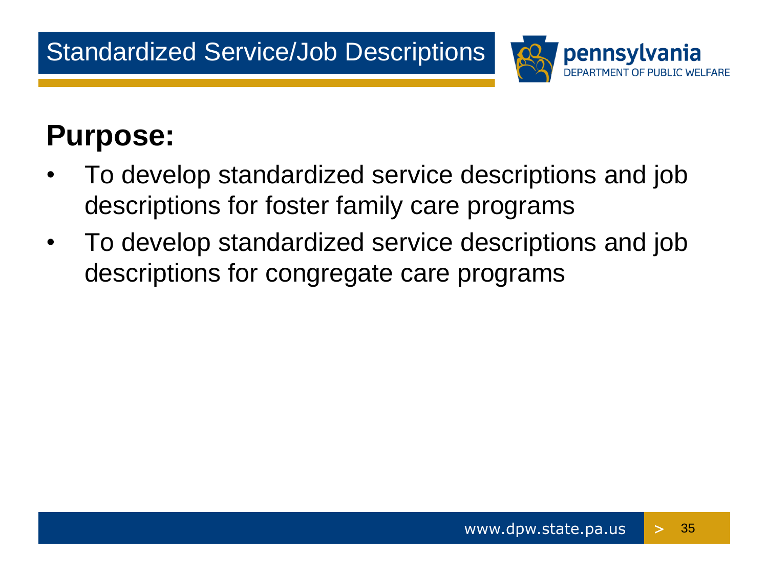# Standardized Service/Job Descriptions

## Purpose:

- To develop standardized service descriptions and job descriptions for foster family care programs
- To develop standardized service descriptions and job descriptions for congregate care programs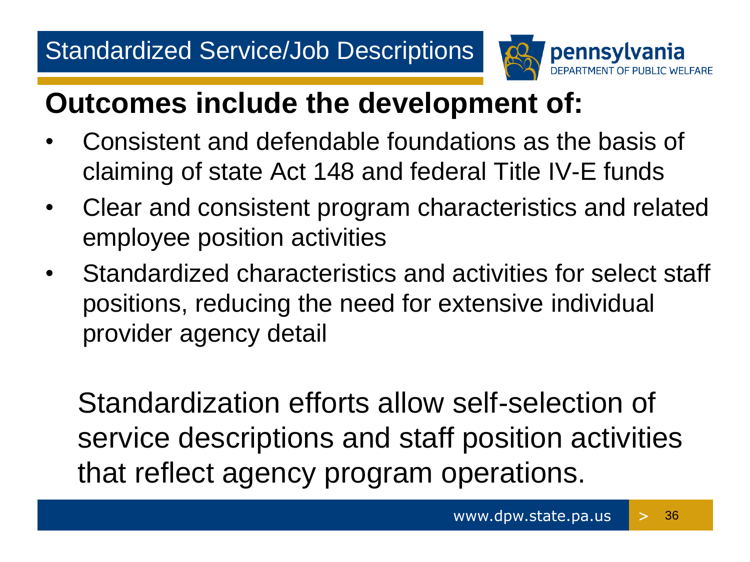# Standardized Service/Job Descriptions

## Outcomes include the development of:

- Consistent and defendable foundations as the basis of claiming of state Act 148 and federal Title IV-E funds
- Clear and consistent program characteristics and related employee position activities
- Standardized characteristics and activities for select staff positions, reducing the need for extensive individual provider agency detail

Standardization efforts allow self-selection of service descriptions and staff position activities that reflect agency program operations.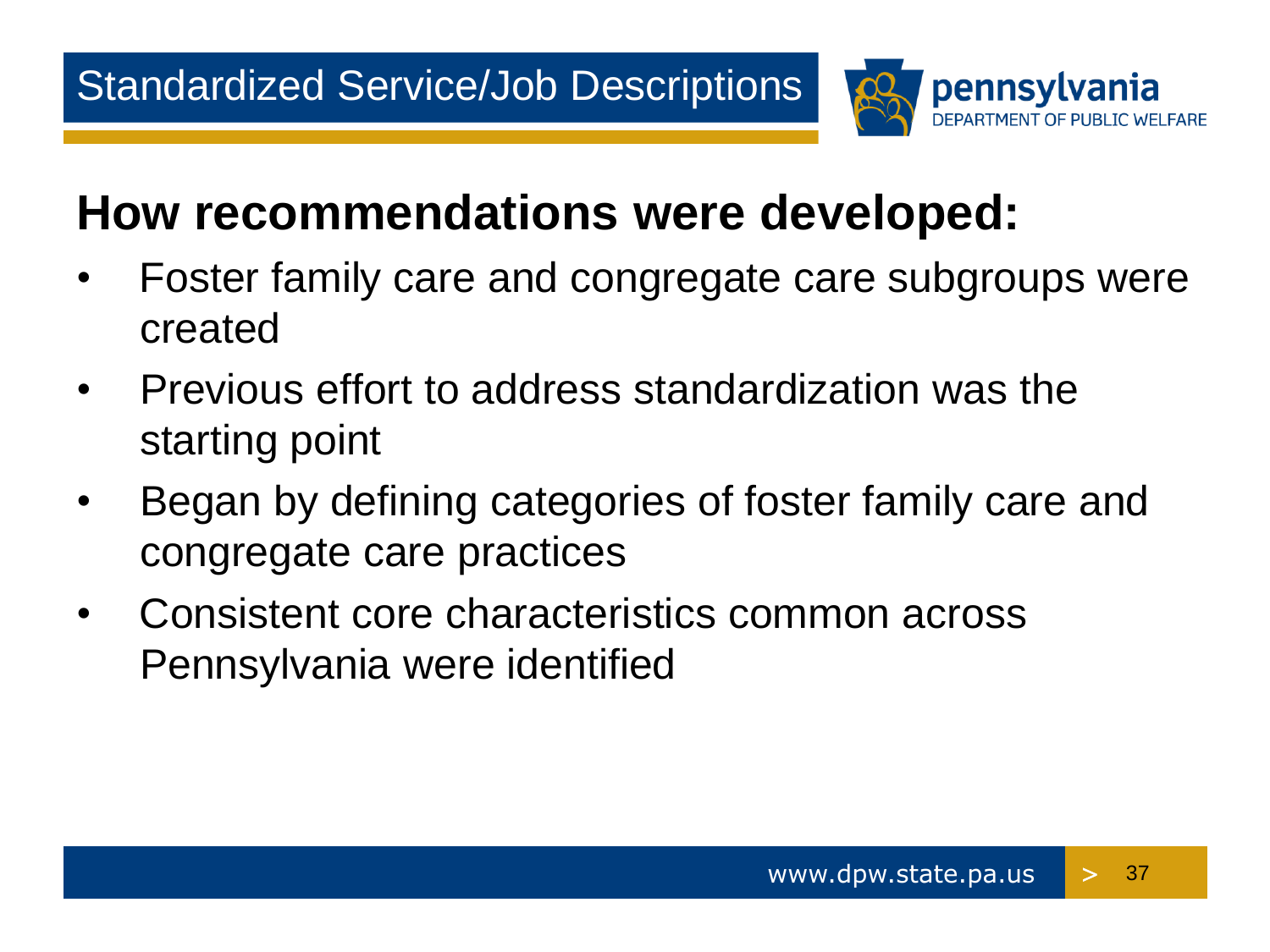# Standardized Service/Job Descriptions

## How recommendations were developed:

- Foster family care and congregate care subgroups were created
- Previous effort to address standardization was the starting point
- Began by defining categories of foster family care and congregate care practices
- Consistent core characteristics common across Pennsylvania were identified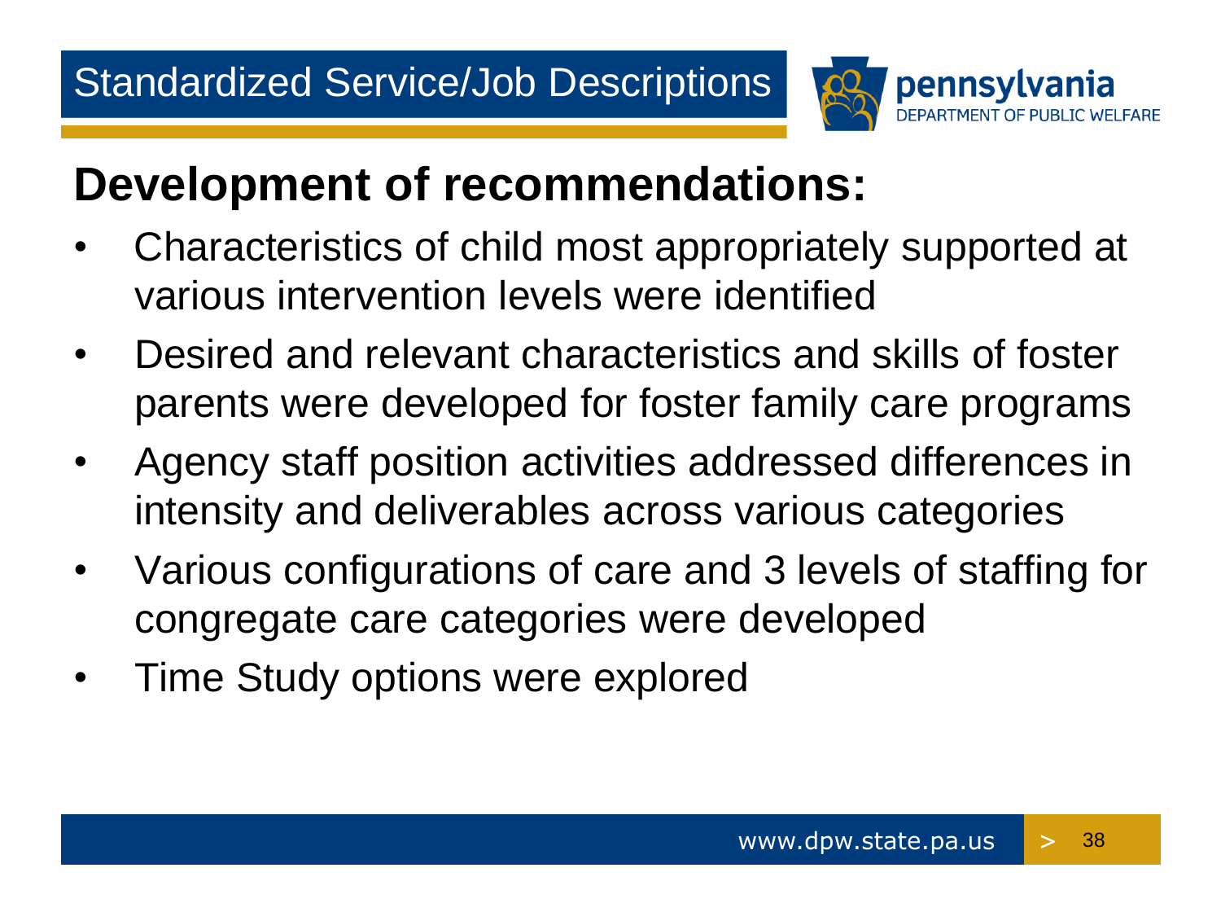# Standardized Service/Job Descriptions

## Development of recommendations:

- Characteristics of child most appropriately supported at various intervention levels were identified
- Desired and relevant characteristics and skills of foster parents were developed for foster family care programs
- Agency staff position activities addressed differences in intensity and deliverables across various categories
- Various configurations of care and 3 levels of staffing for congregate care categories were developed
- Time Study options were explored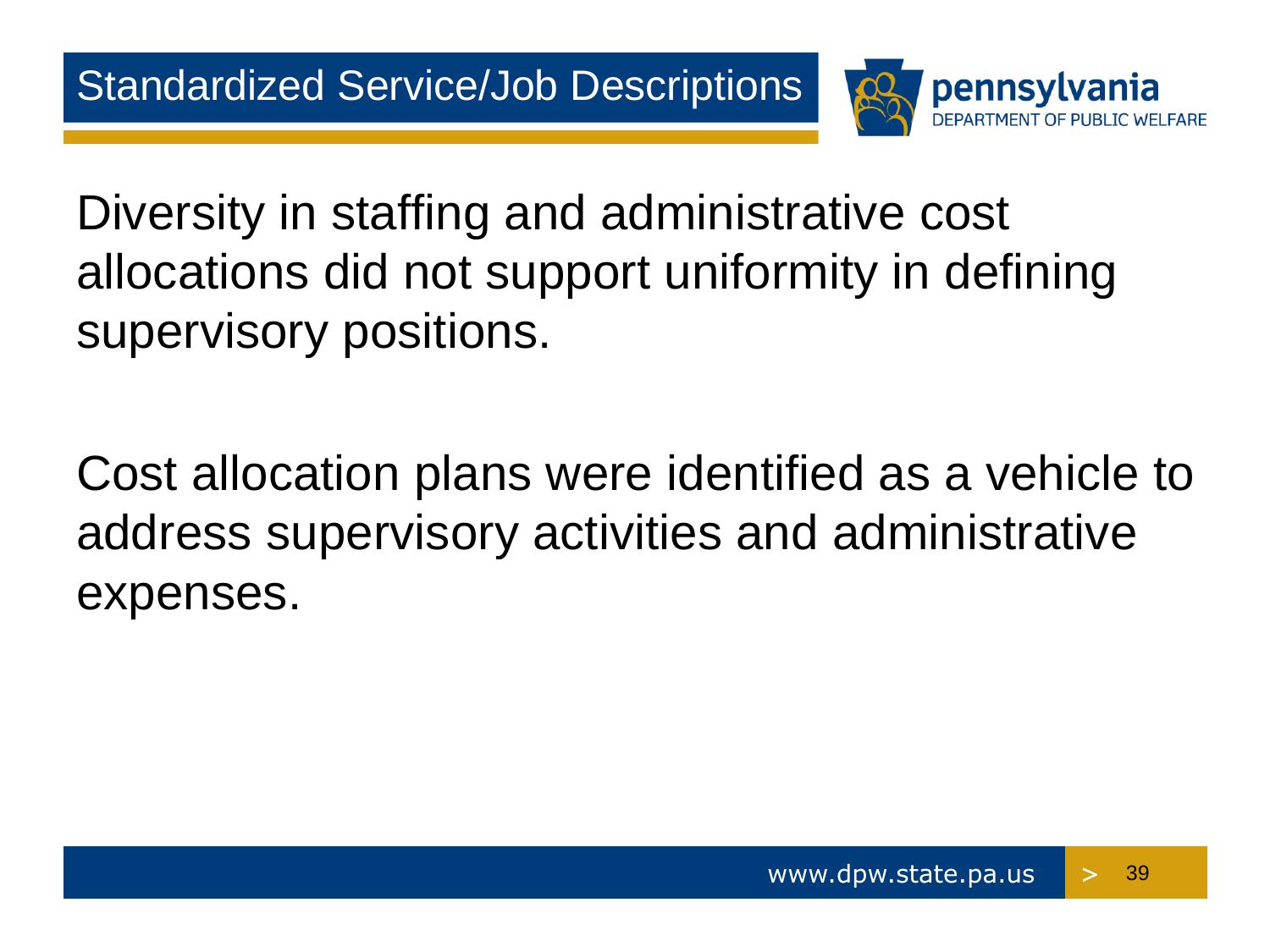## Standardized Service/Job Descriptions

Diversity in staffing and administrative cost allocations did not support uniformity in defining supervisory positions.

Cost allocation plans were identified as a vehicle to address supervisory activities and administrative expenses.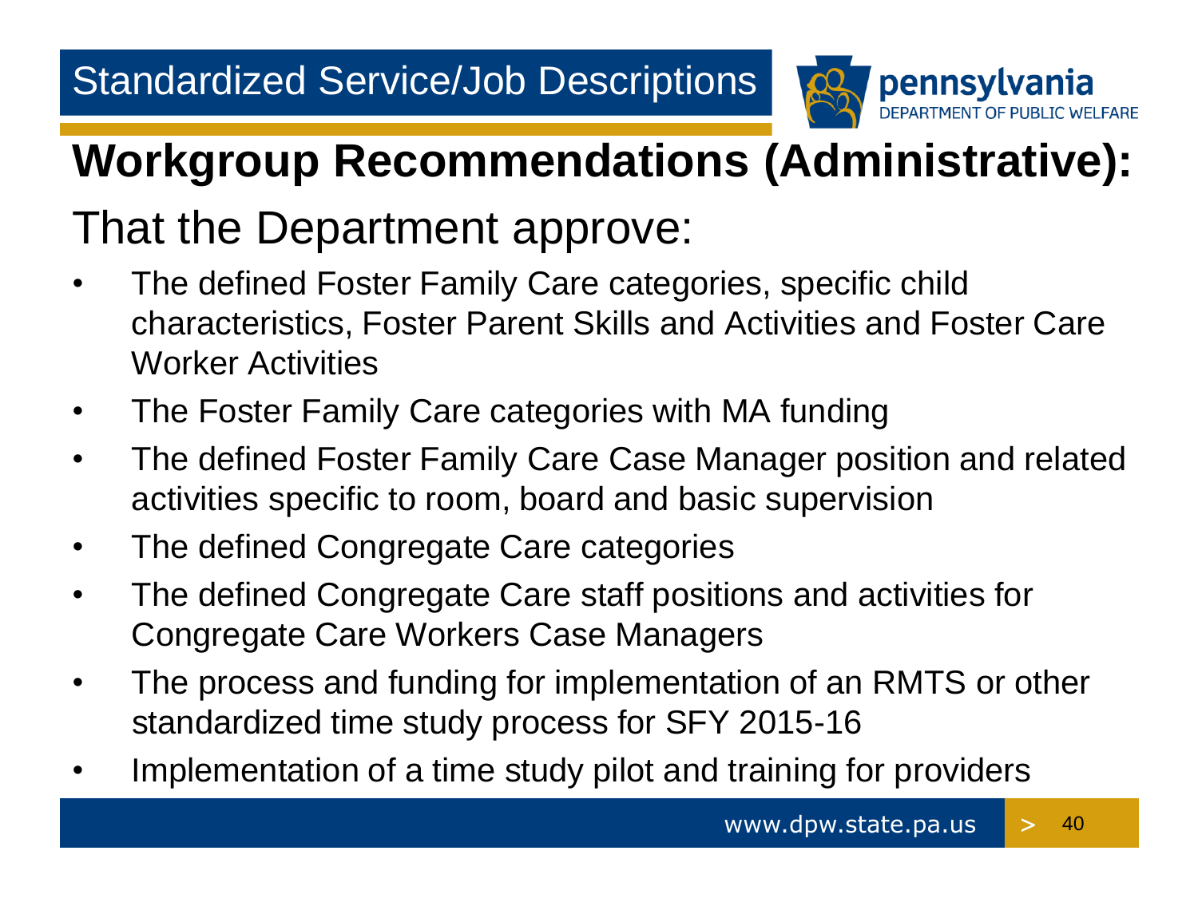# Standardized Service/Job Descriptions

## Workgroup Recommendations (Administrative):

That the Department approve:

- The defined Foster Family Care categories, specific child characteristics, Foster Parent Skills and Activities and Foster Care Worker Activities
- The Foster Family Care categories with MA funding
- The defined Foster Family Care Case Manager position and related activities specific to room, board and basic supervision
- The defined Congregate Care categories
- The defined Congregate Care staff positions and activities for Congregate Care Workers Case Managers
- The process and funding for implementation of an RMTS or other standardized time study process for SFY 2015-16
- Implementation of a time study pilot and training for providers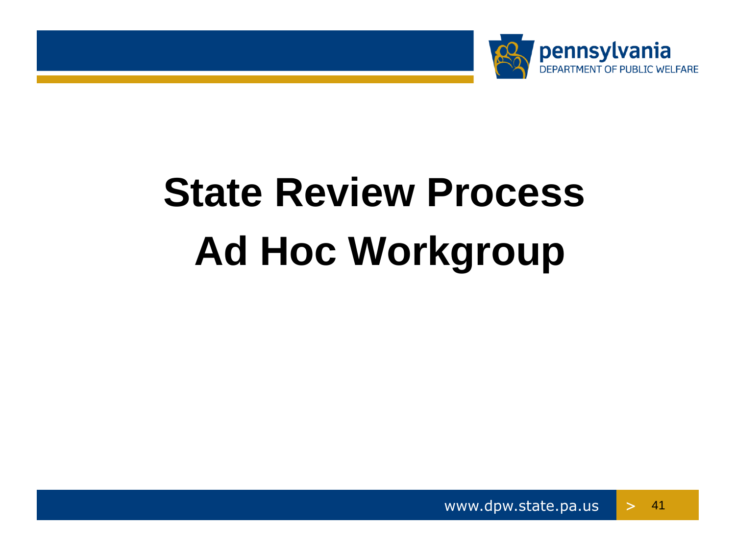# State Review Process Ad Hoc Workgroup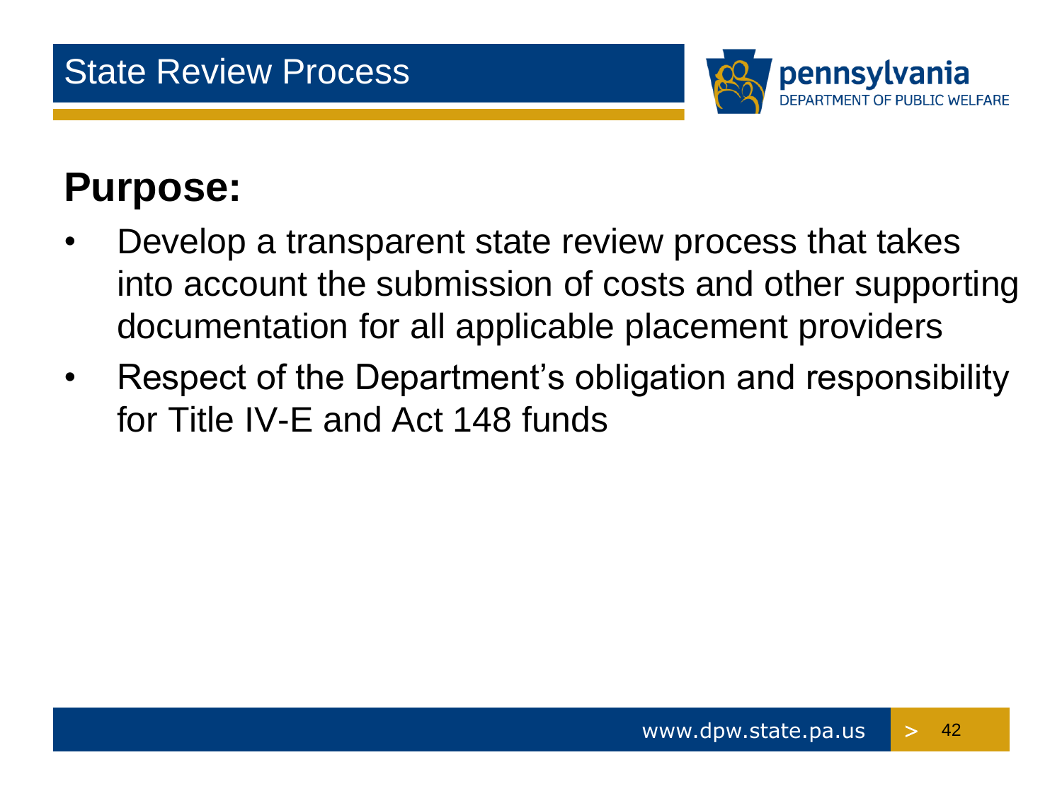# State Review Process

## Purpose:

- Develop a transparent state review process that takes into account the submission of costs and other supporting documentation for all applicable placement providers
- Respect of the Department's obligation and responsibility for Title IV-E and Act 148 funds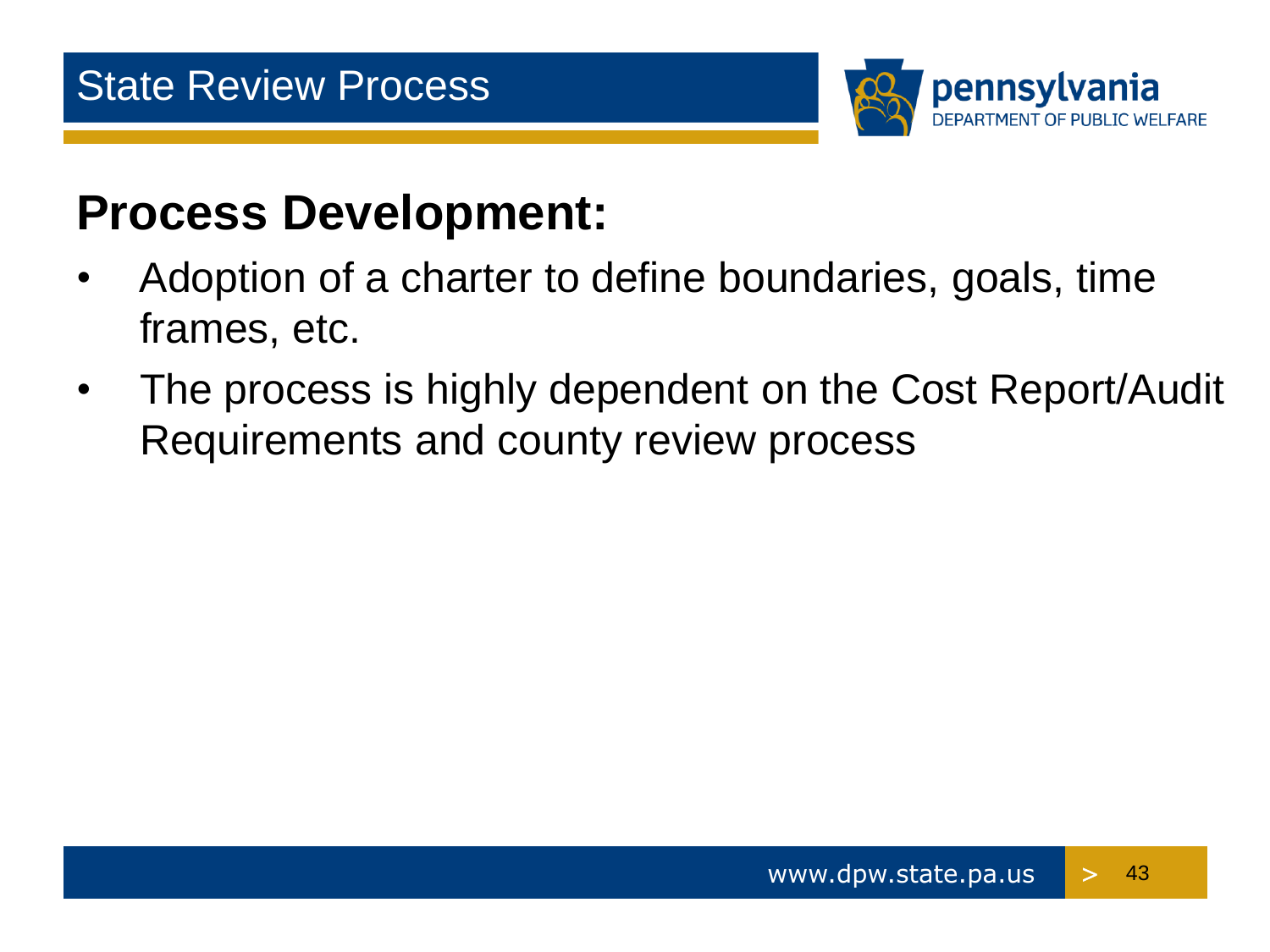# State Review Process

## Process Development:

- Adoption of a charter to define boundaries, goals, time frames, etc.
- The process is highly dependent on the Cost Report/Audit Requirements and county review process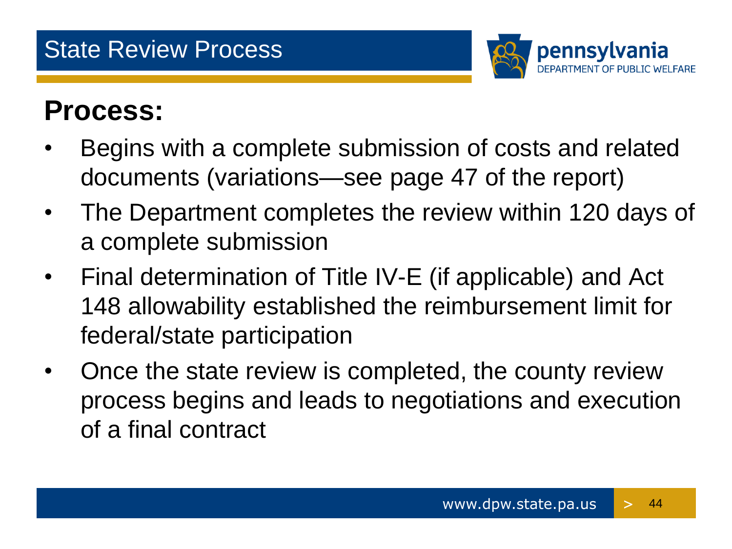# State Review Process

## Process:

- Begins with a complete submission of costs and related documents (variations—see page 47 of the report)
- The Department completes the review within 120 days of a complete submission
- Final determination of Title IV-E (if applicable) and Act 148 allowability established the reimbursement limit for federal/state participation
- Once the state review is completed, the county review process begins and leads to negotiations and execution of a final contract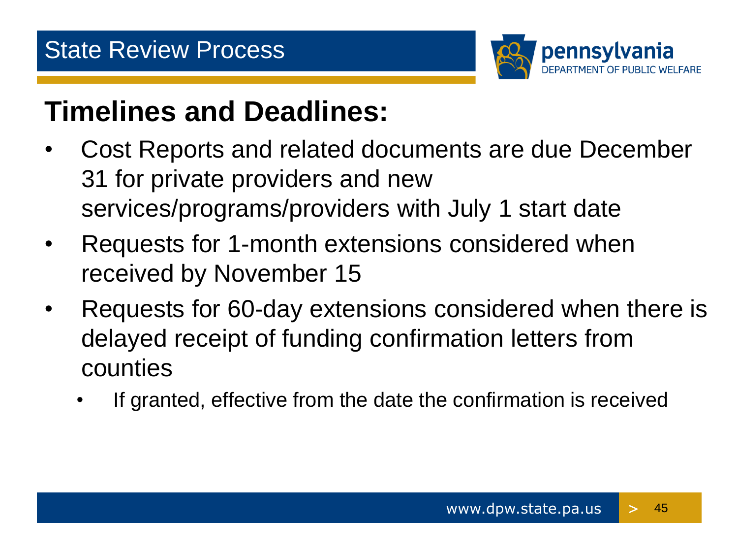## State Review Process

# Timelines and Deadlines:

- Cost Reports and related documents are due December 31 for private providers and new services/programs/providers with July 1 start date
- Requests for 1-month extensions considered when received by November 15
- Requests for 60-day extensions considered when there is delayed receipt of funding confirmation letters from counties
  - If granted, effective from the date the confirmation is received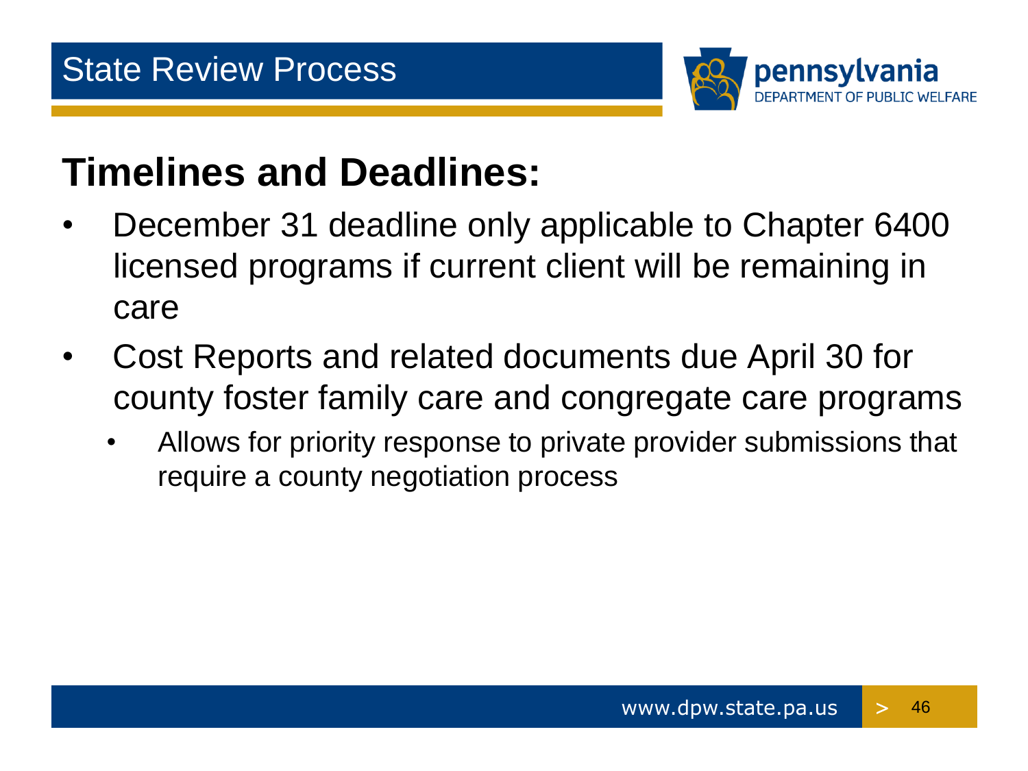## State Review Process

### Timelines and Deadlines:

- December 31 deadline only applicable to Chapter 6400 licensed programs if current client will be remaining in care
- Cost Reports and related documents due April 30 for county foster family care and congregate care programs
  - Allows for priority response to private provider submissions that require a county negotiation process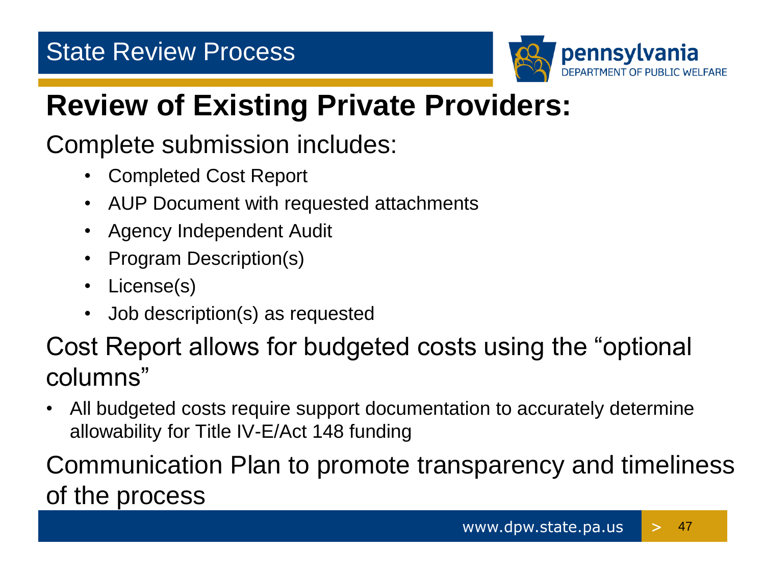## State Review Process

# Review of Existing Private Providers:

Complete submission includes:

- Completed Cost Report
- AUP Document with requested attachments
- Agency Independent Audit
- Program Description(s)
- License(s)
- Job description(s) as requested

Cost Report allows for budgeted costs using the "optional columns"

- All budgeted costs require support documentation to accurately determine allowability for Title IV-E/Act 148 funding

Communication Plan to promote transparency and timeliness of the process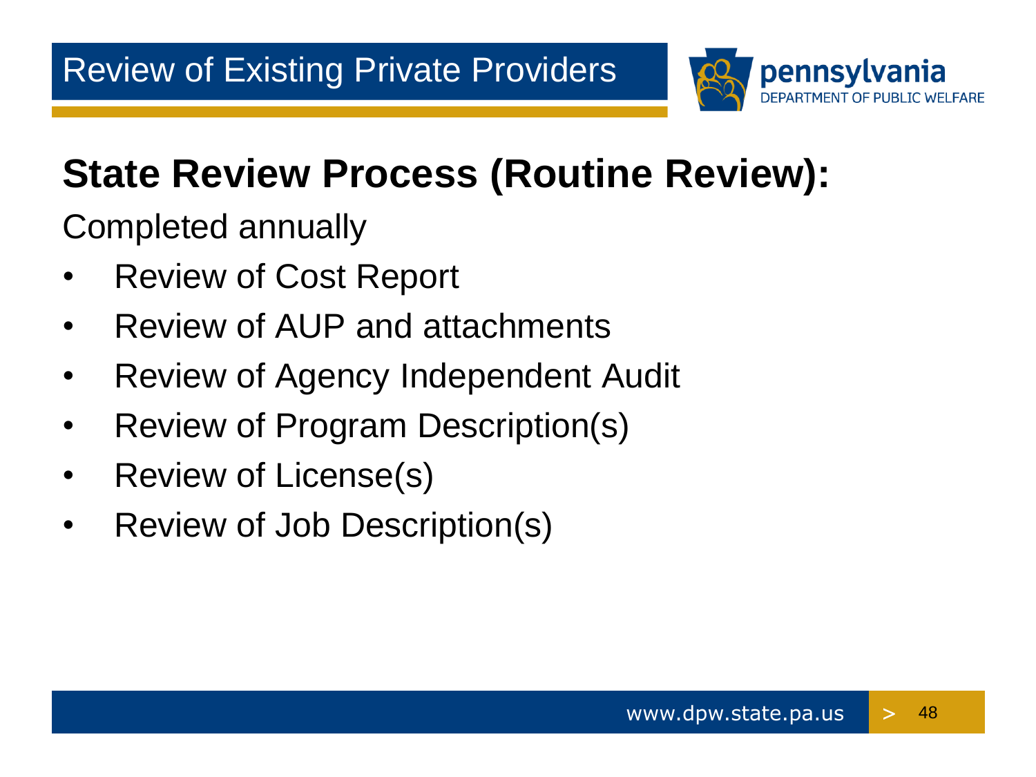# Review of Existing Private Providers

## State Review Process (Routine Review):

Completed annually

- Review of Cost Report
- Review of AUP and attachments
- Review of Agency Independent Audit
- Review of Program Description(s)
- Review of License(s)
- Review of Job Description(s)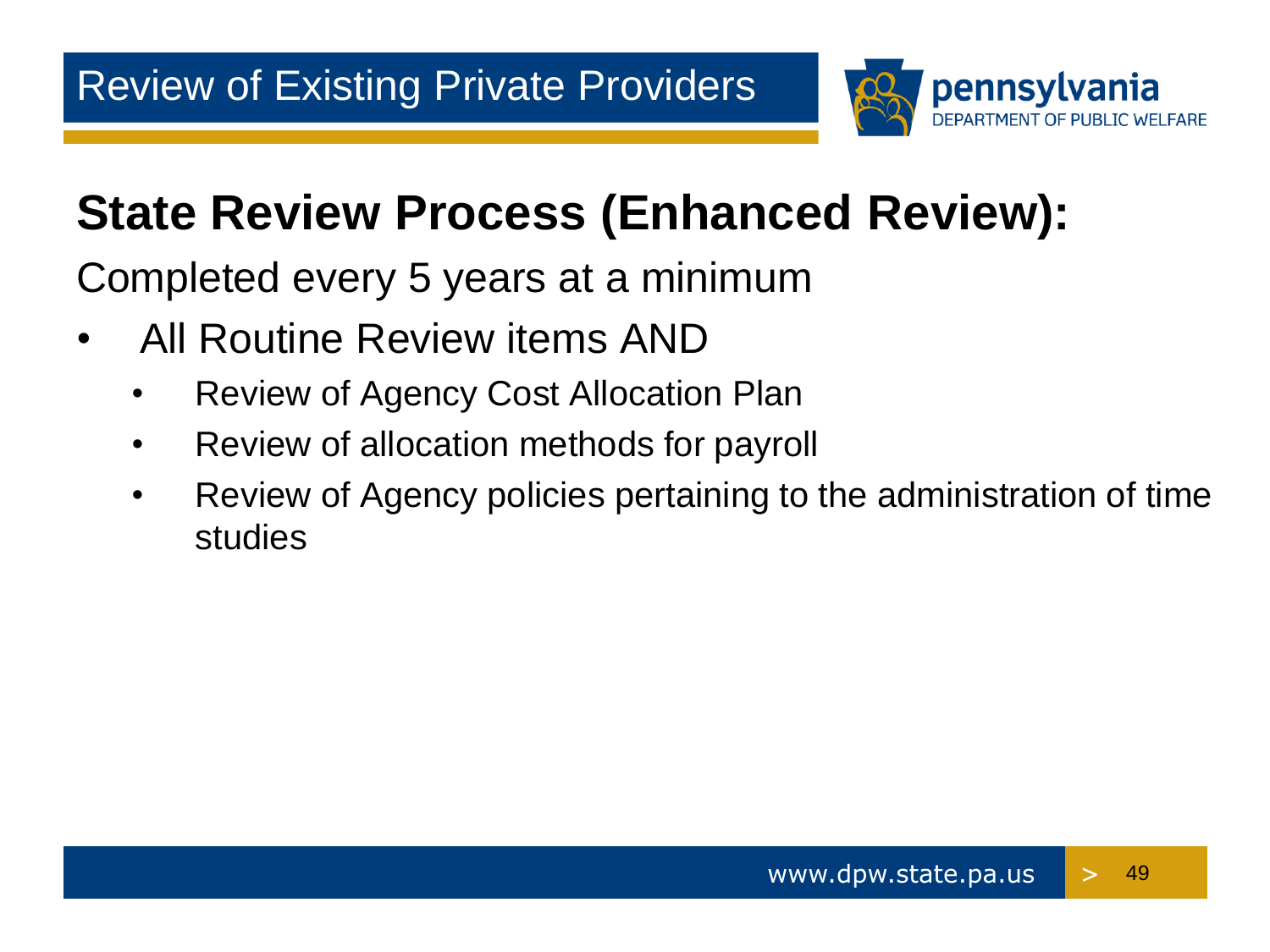# Review of Existing Private Providers

## State Review Process (Enhanced Review):

Completed every 5 years at a minimum

- All Routine Review items AND
  - Review of Agency Cost Allocation Plan
  - Review of allocation methods for payroll
  - Review of Agency policies pertaining to the administration of time studies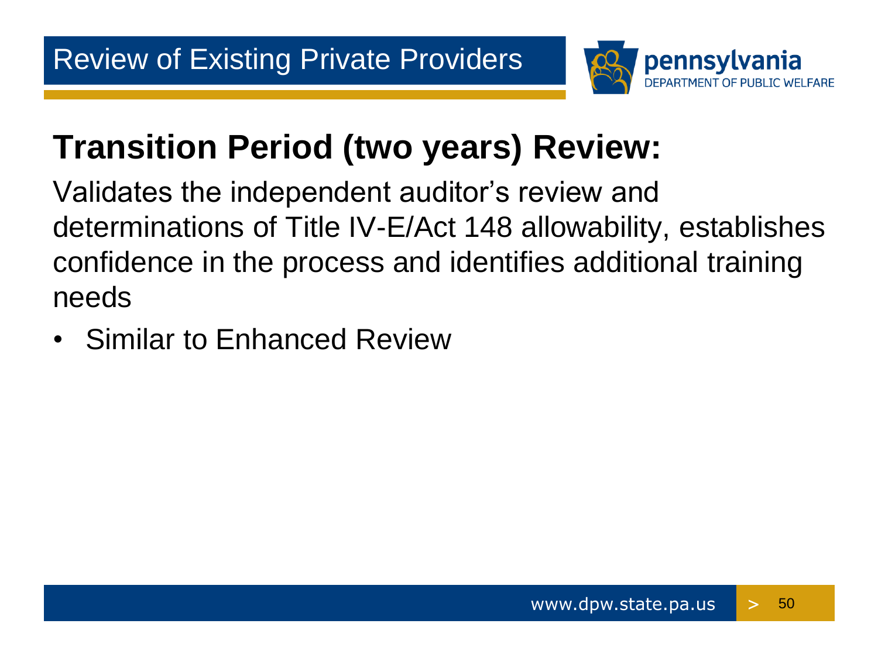# Review of Existing Private Providers

## Transition Period (two years) Review:

Validates the independent auditor's review and determinations of Title IV-E/Act 148 allowability, establishes confidence in the process and identifies additional training needs

- Similar to Enhanced Review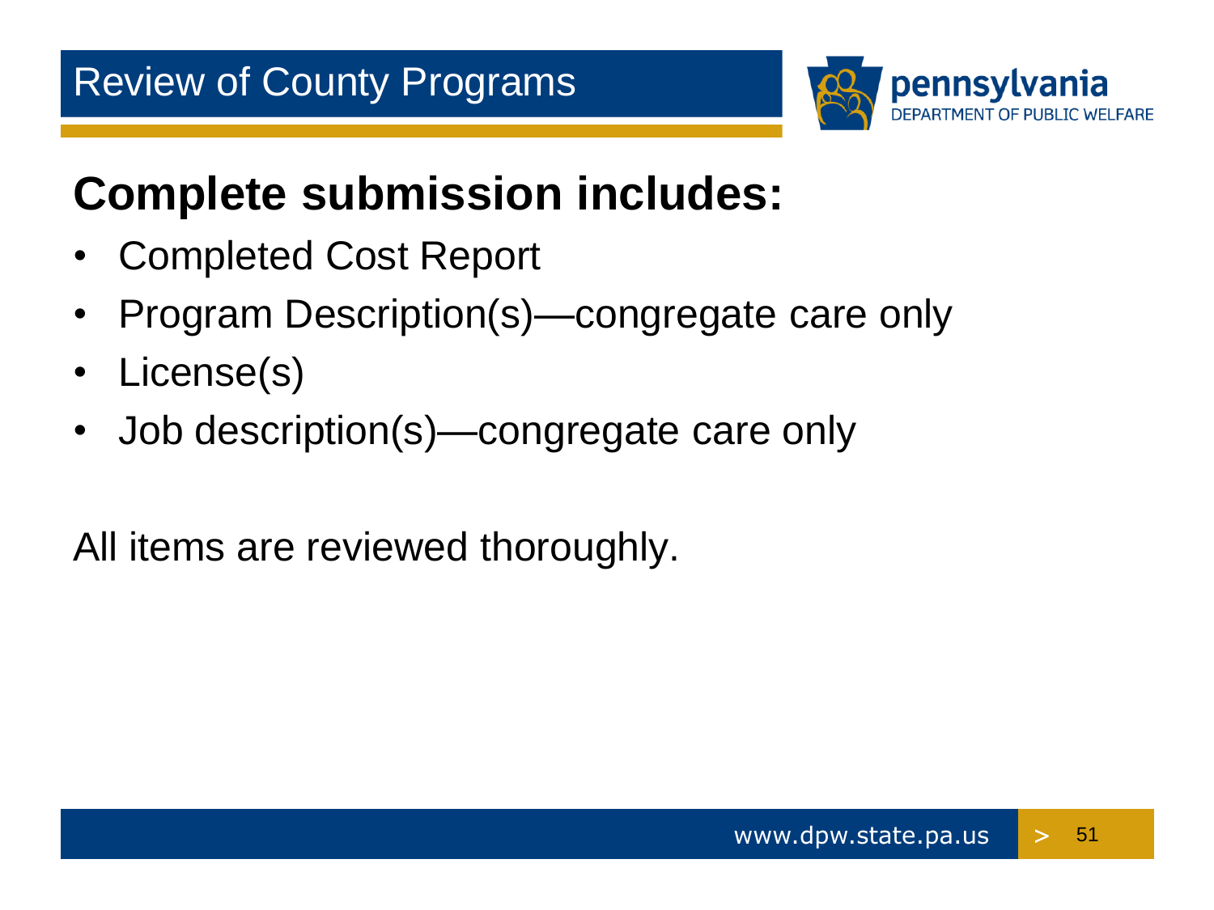# Review of County Programs

## Complete submission includes:

- Completed Cost Report
- Program Description(s)—congregate care only
- License(s)
- Job description(s)—congregate care only

All items are reviewed thoroughly.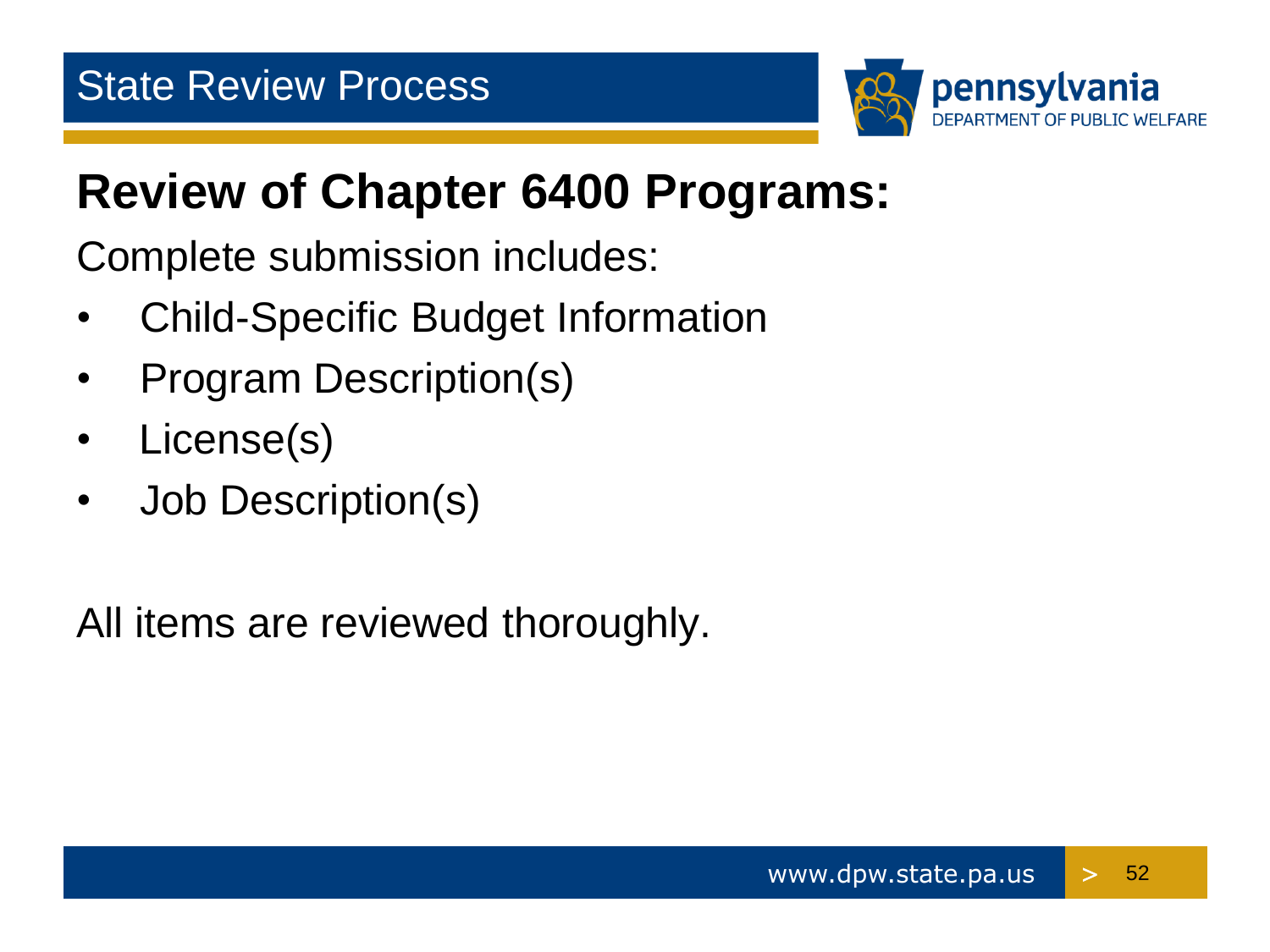# State Review Process

## Review of Chapter 6400 Programs:

Complete submission includes:

- Child-Specific Budget Information
- Program Description(s)
- License(s)
- Job Description(s)

All items are reviewed thoroughly.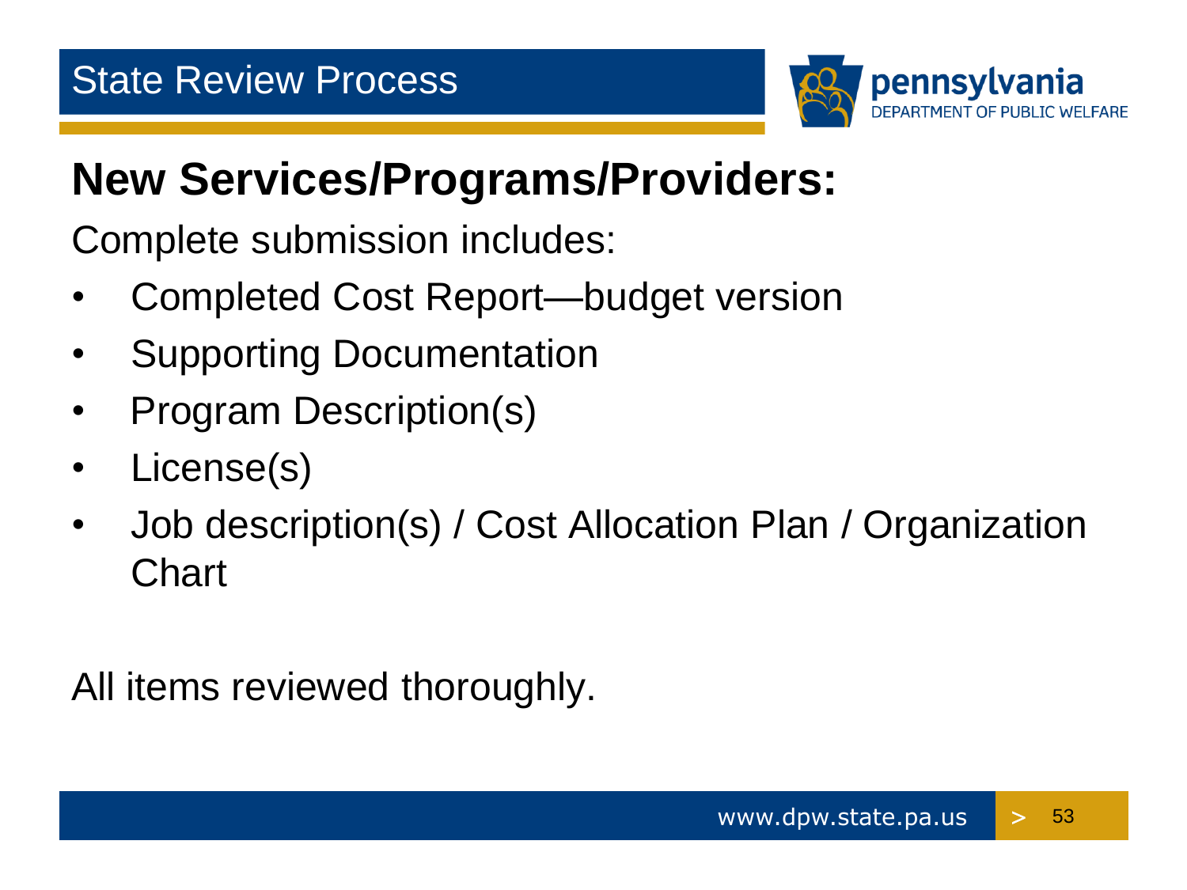## State Review Process

# New Services/Programs/Providers:

Complete submission includes:

- Completed Cost Report—budget version
- Supporting Documentation
- Program Description(s)
- License(s)
- Job description(s) / Cost Allocation Plan / Organization Chart

All items reviewed thoroughly.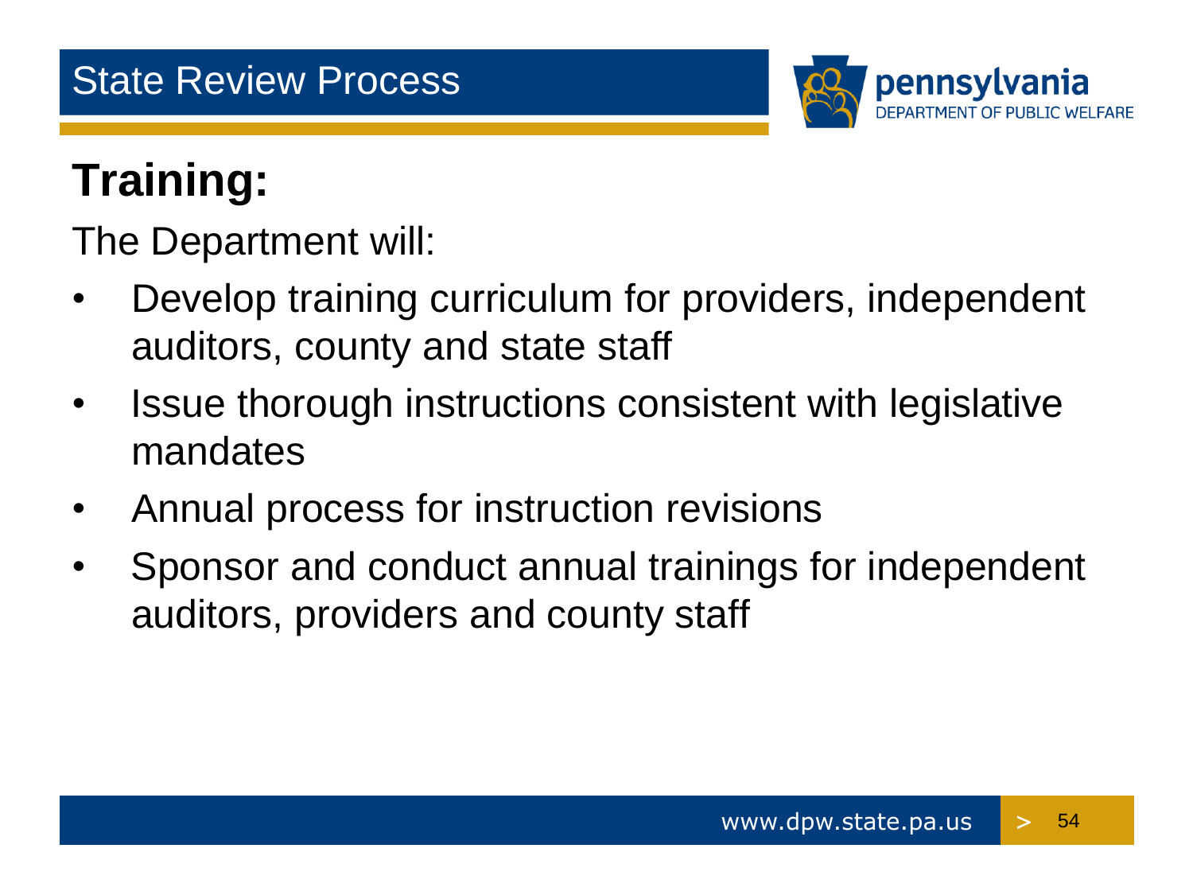## State Review Process

### Training:

The Department will:

- Develop training curriculum for providers, independent auditors, county and state staff
- Issue thorough instructions consistent with legislative mandates
- Annual process for instruction revisions
- Sponsor and conduct annual trainings for independent auditors, providers and county staff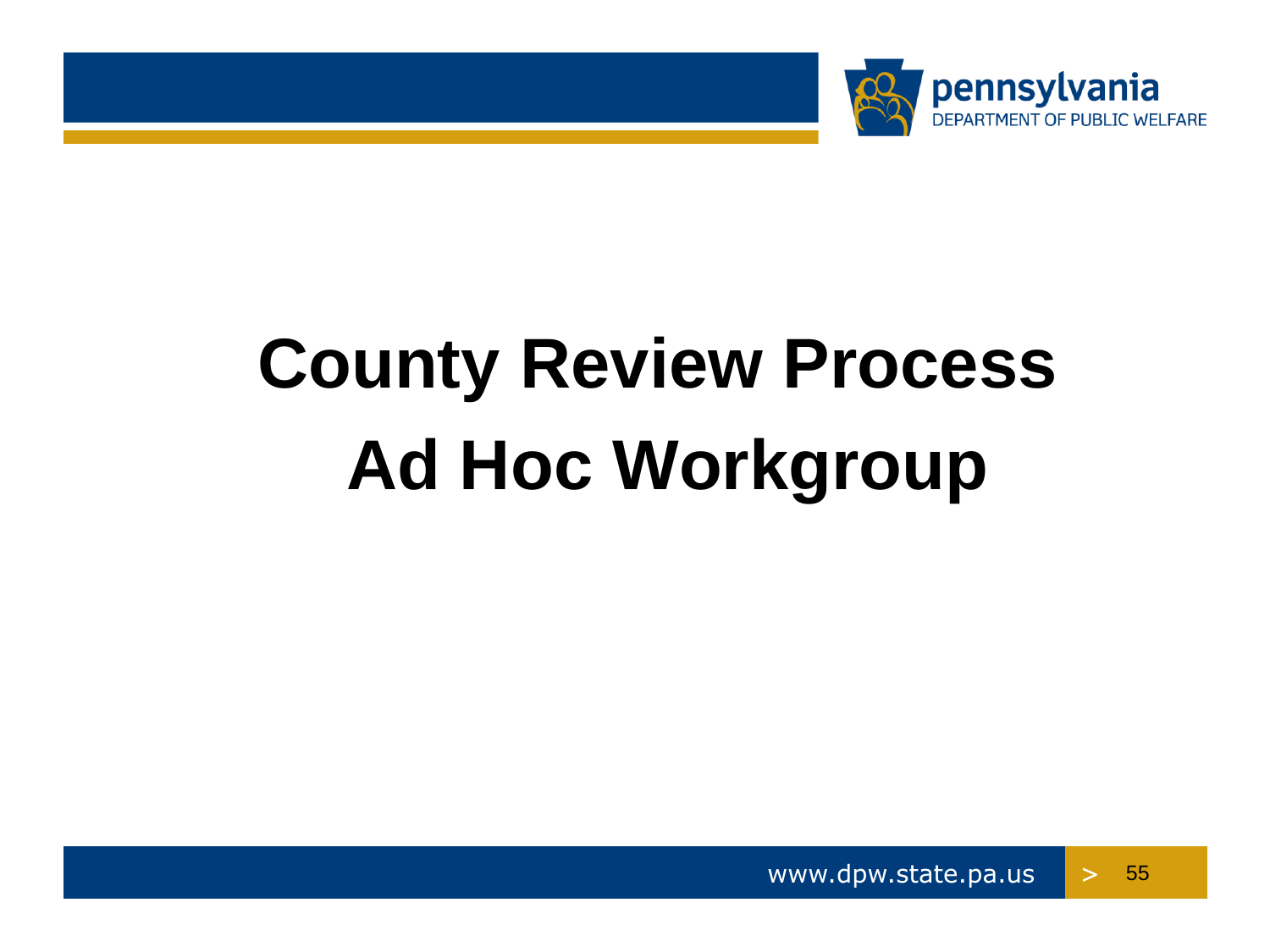# County Review Process

# Ad Hoc Workgroup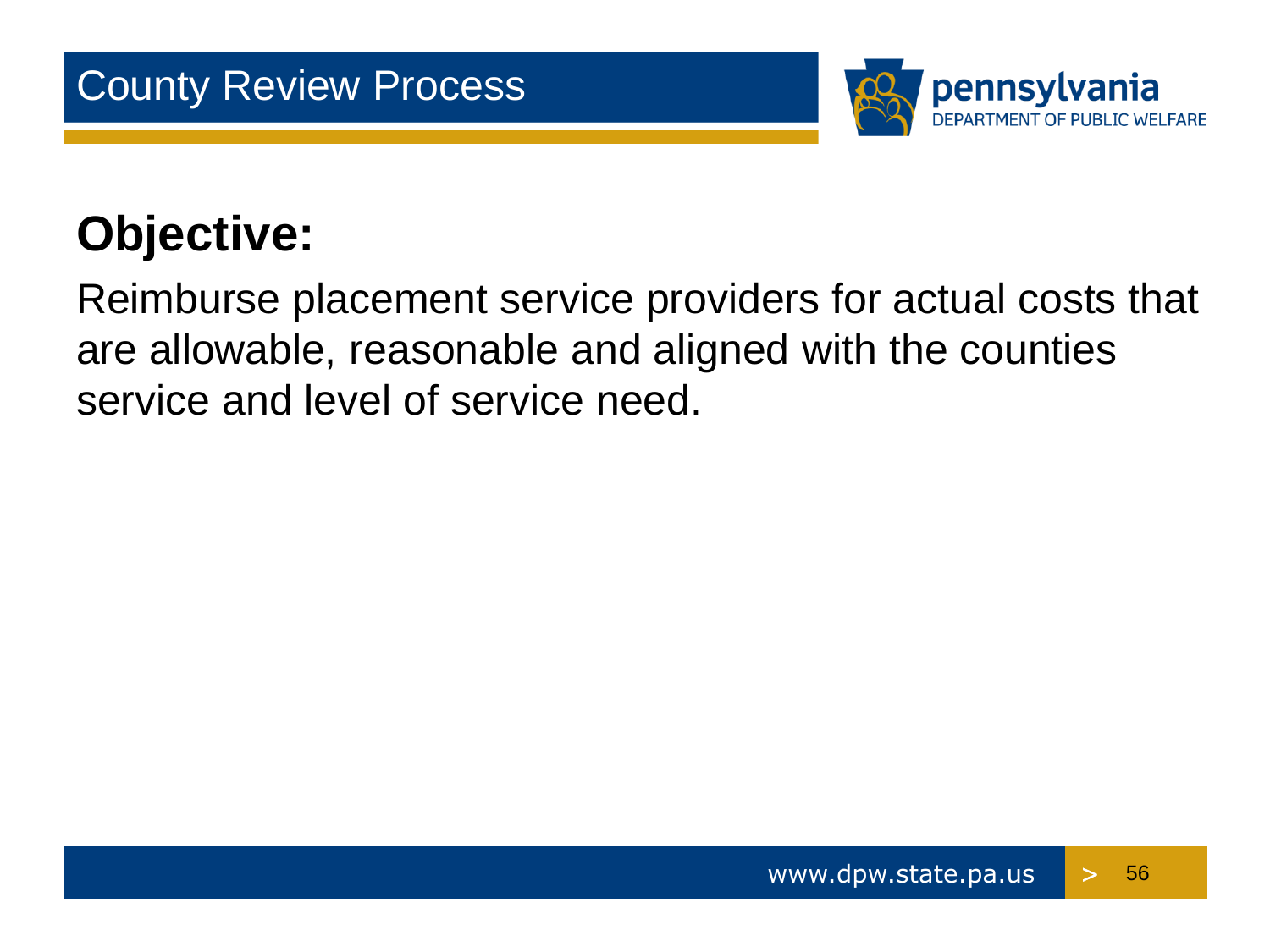# County Review Process

## Objective:

Reimburse placement service providers for actual costs that are allowable, reasonable and aligned with the counties service and level of service need.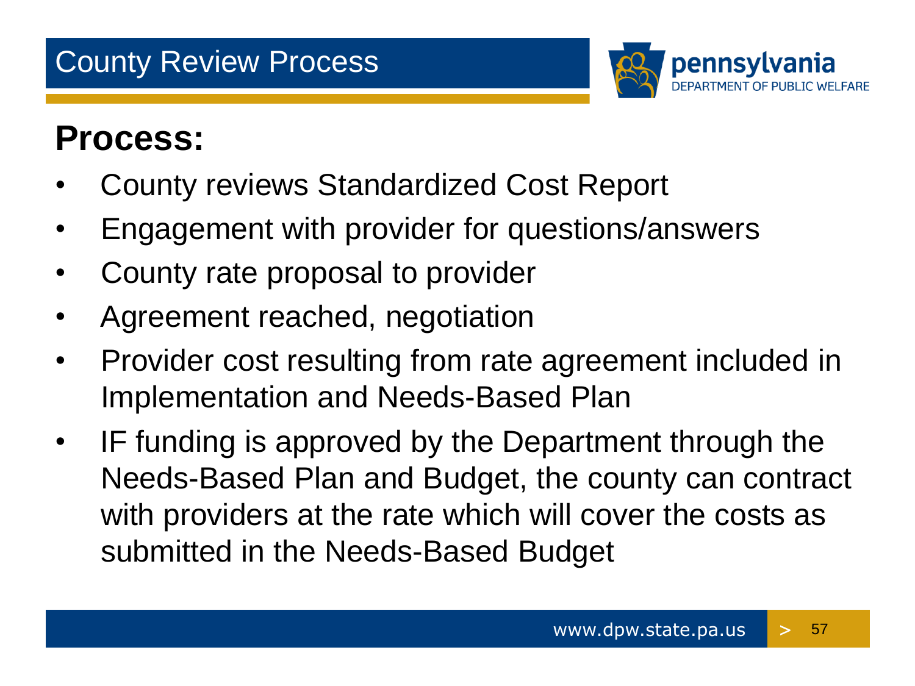## County Review Process

### Process:

- County reviews Standardized Cost Report
- Engagement with provider for questions/answers
- County rate proposal to provider
- Agreement reached, negotiation
- Provider cost resulting from rate agreement included in Implementation and Needs-Based Plan
- IF funding is approved by the Department through the Needs-Based Plan and Budget, the county can contract with providers at the rate which will cover the costs as submitted in the Needs-Based Budget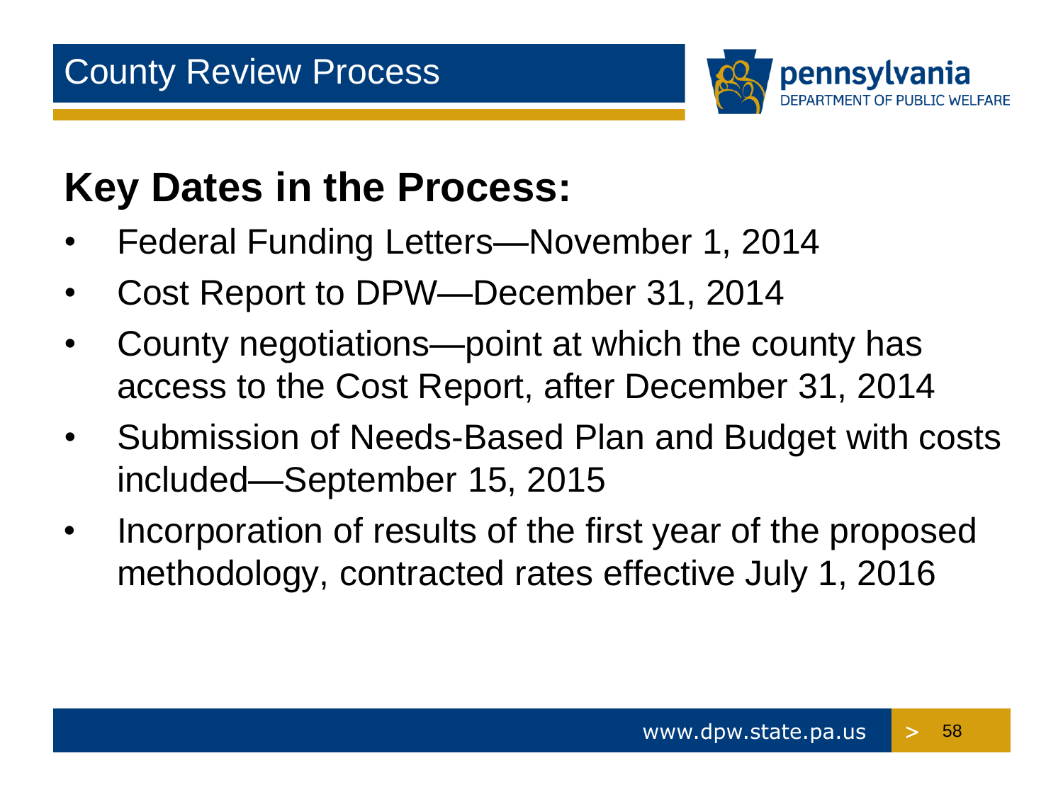# County Review Process

## Key Dates in the Process:

- Federal Funding Letters—November 1, 2014
- Cost Report to DPW—December 31, 2014
- County negotiations—point at which the county has access to the Cost Report, after December 31, 2014
- Submission of Needs-Based Plan and Budget with costs included—September 15, 2015
- Incorporation of results of the first year of the proposed methodology, contracted rates effective July 1, 2016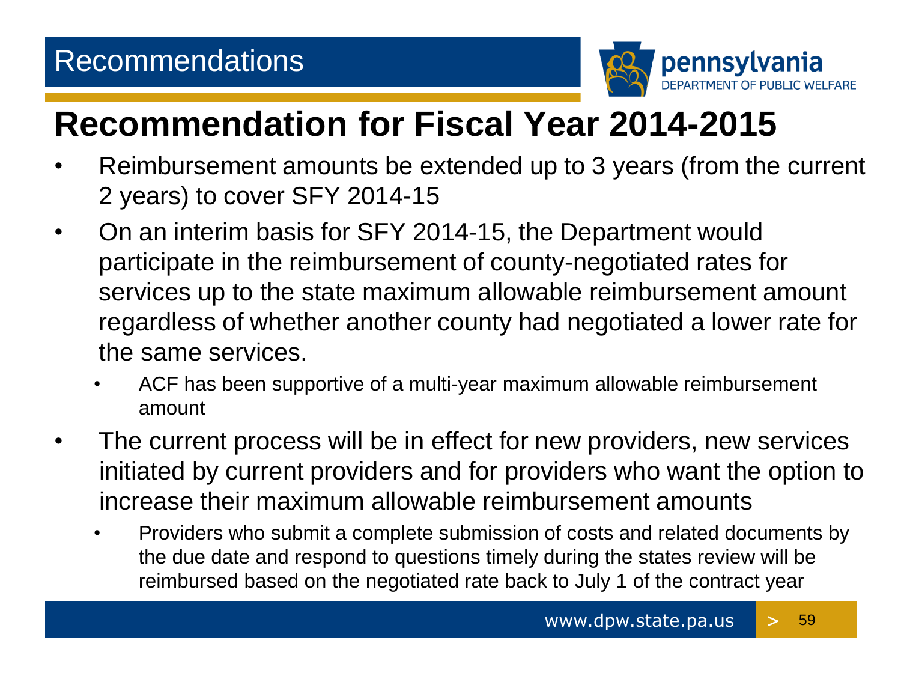Recommendations

# Recommendation for Fiscal Year 2014-2015

- Reimbursement amounts be extended up to 3 years (from the current 2 years) to cover SFY 2014-15
- On an interim basis for SFY 2014-15, the Department would participate in the reimbursement of county-negotiated rates for services up to the state maximum allowable reimbursement amount regardless of whether another county had negotiated a lower rate for the same services.
  - ACF has been supportive of a multi-year maximum allowable reimbursement amount
- The current process will be in effect for new providers, new services initiated by current providers and for providers who want the option to increase their maximum allowable reimbursement amounts
  - Providers who submit a complete submission of costs and related documents by the due date and respond to questions timely during the states review will be reimbursed based on the negotiated rate back to July 1 of the contract year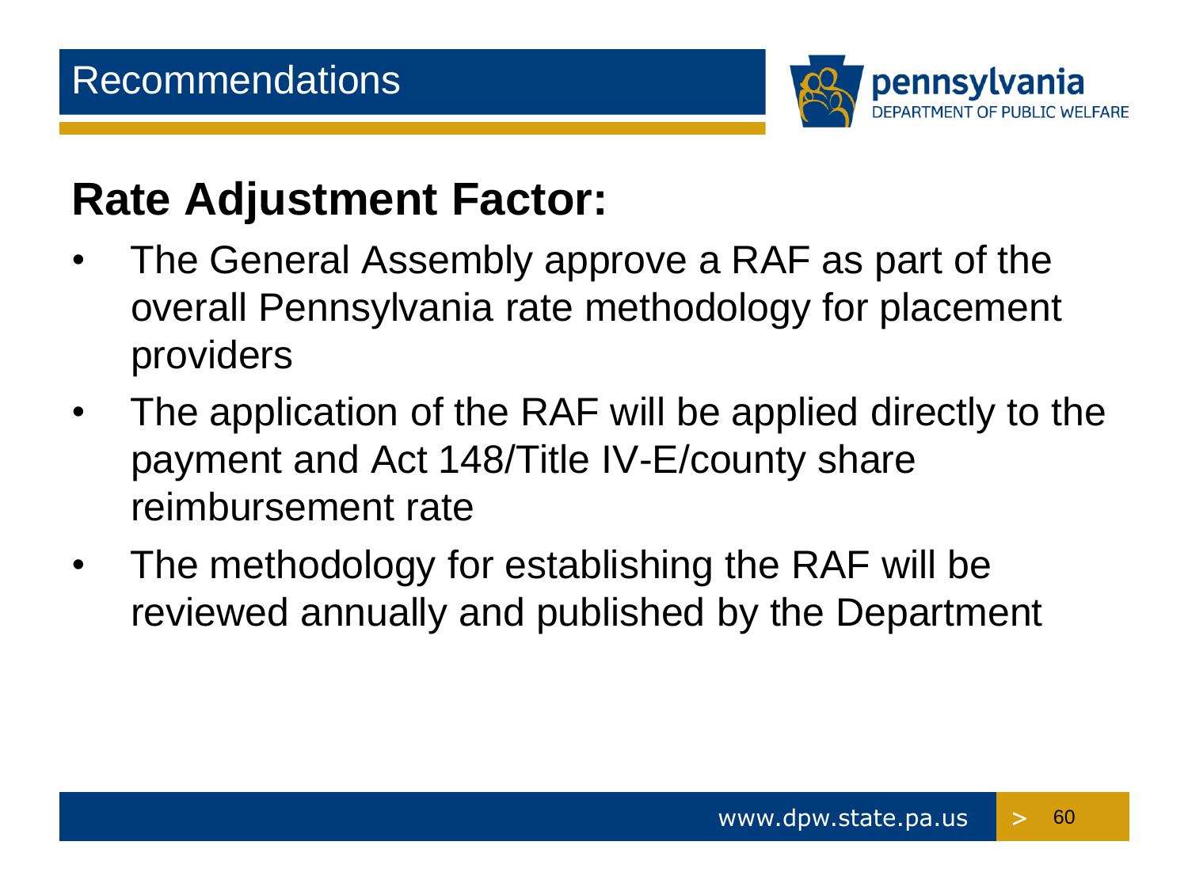## Recommendations

### Rate Adjustment Factor:

- The General Assembly approve a RAF as part of the overall Pennsylvania rate methodology for placement providers
- The application of the RAF will be applied directly to the payment and Act 148/Title IV-E/county share reimbursement rate
- The methodology for establishing the RAF will be reviewed annually and published by the Department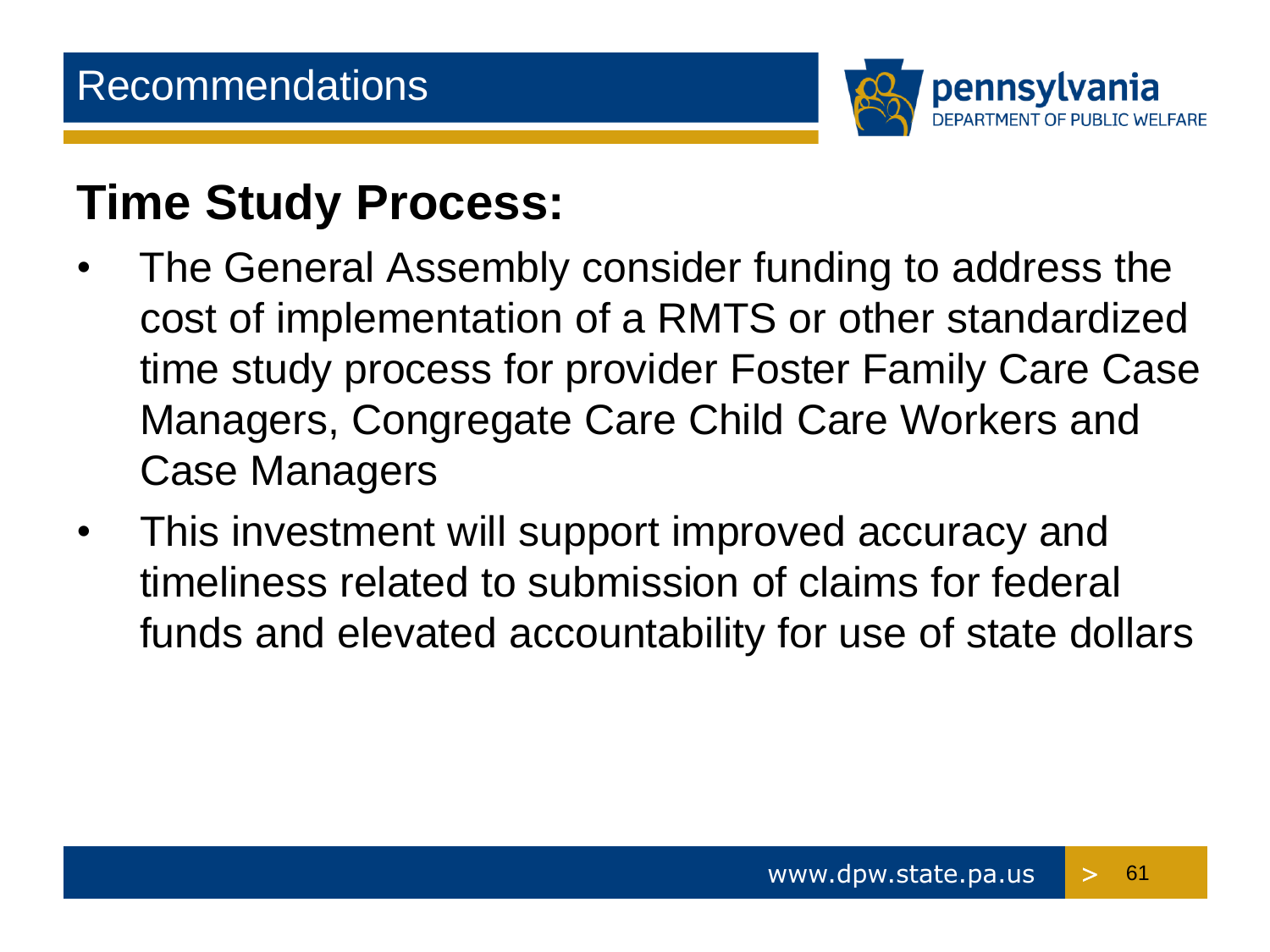# Recommendations

## Time Study Process:

- The General Assembly consider funding to address the cost of implementation of a RMTS or other standardized time study process for provider Foster Family Care Case Managers, Congregate Care Child Care Workers and Case Managers
- This investment will support improved accuracy and timeliness related to submission of claims for federal funds and elevated accountability for use of state dollars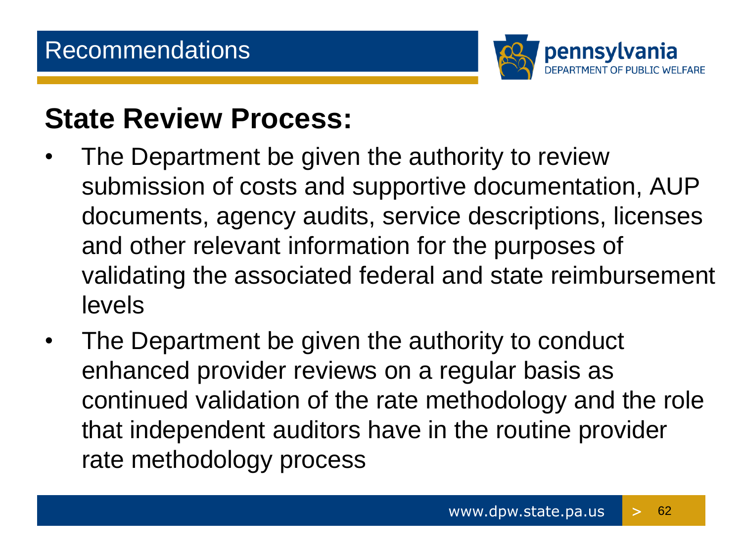# Recommendations

## State Review Process:

- The Department be given the authority to review submission of costs and supportive documentation, AUP documents, agency audits, service descriptions, licenses and other relevant information for the purposes of validating the associated federal and state reimbursement levels
- The Department be given the authority to conduct enhanced provider reviews on a regular basis as continued validation of the rate methodology and the role that independent auditors have in the routine provider rate methodology process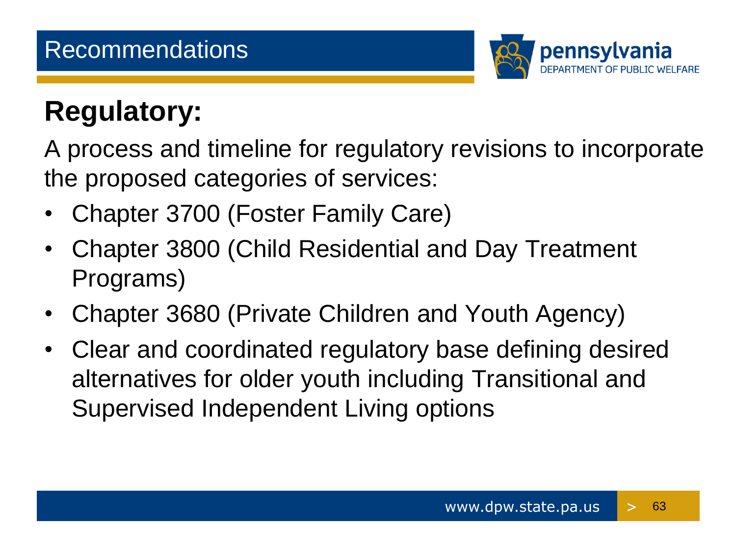# Recommendations

## Regulatory:

A process and timeline for regulatory revisions to incorporate the proposed categories of services:

- Chapter 3700 (Foster Family Care)
- Chapter 3800 (Child Residential and Day Treatment Programs)
- Chapter 3680 (Private Children and Youth Agency)
- Clear and coordinated regulatory base defining desired alternatives for older youth including Transitional and Supervised Independent Living options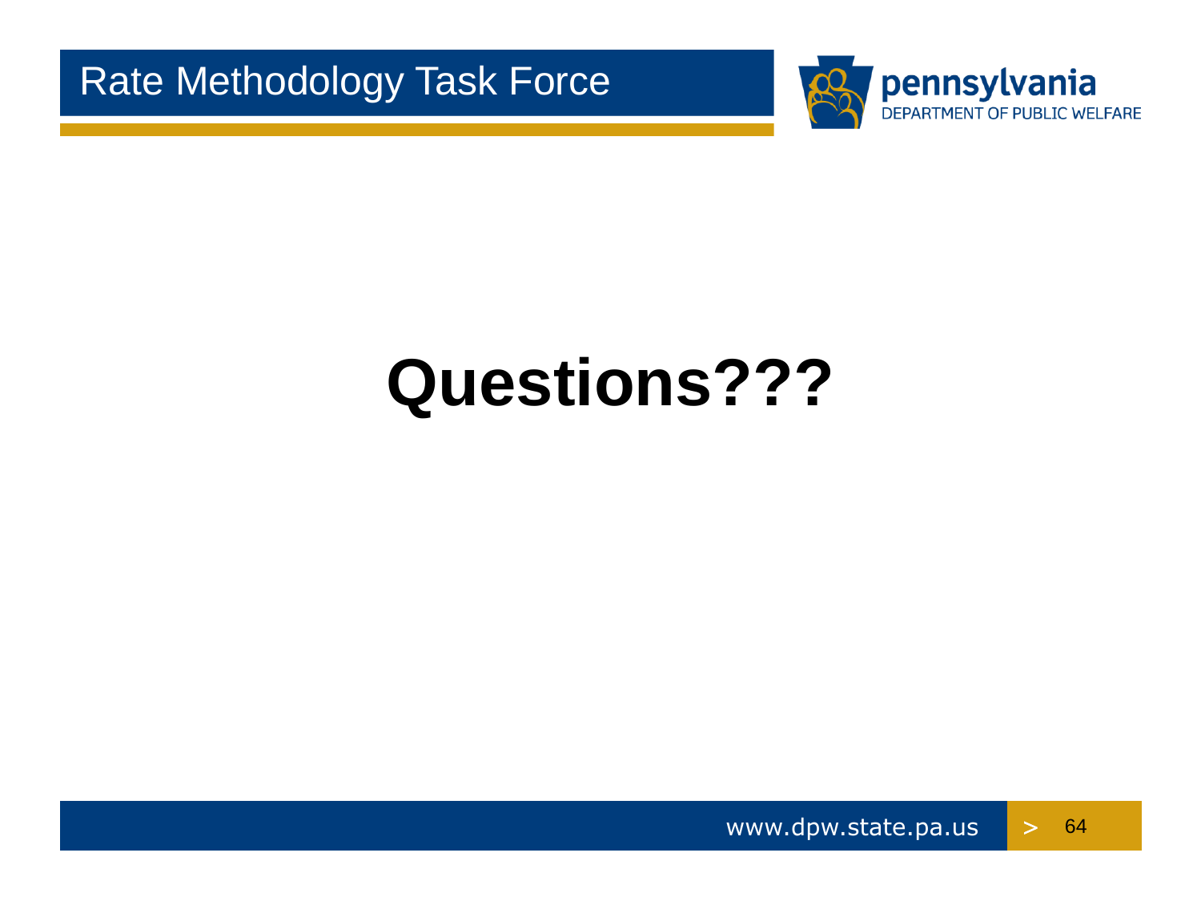# Questions???